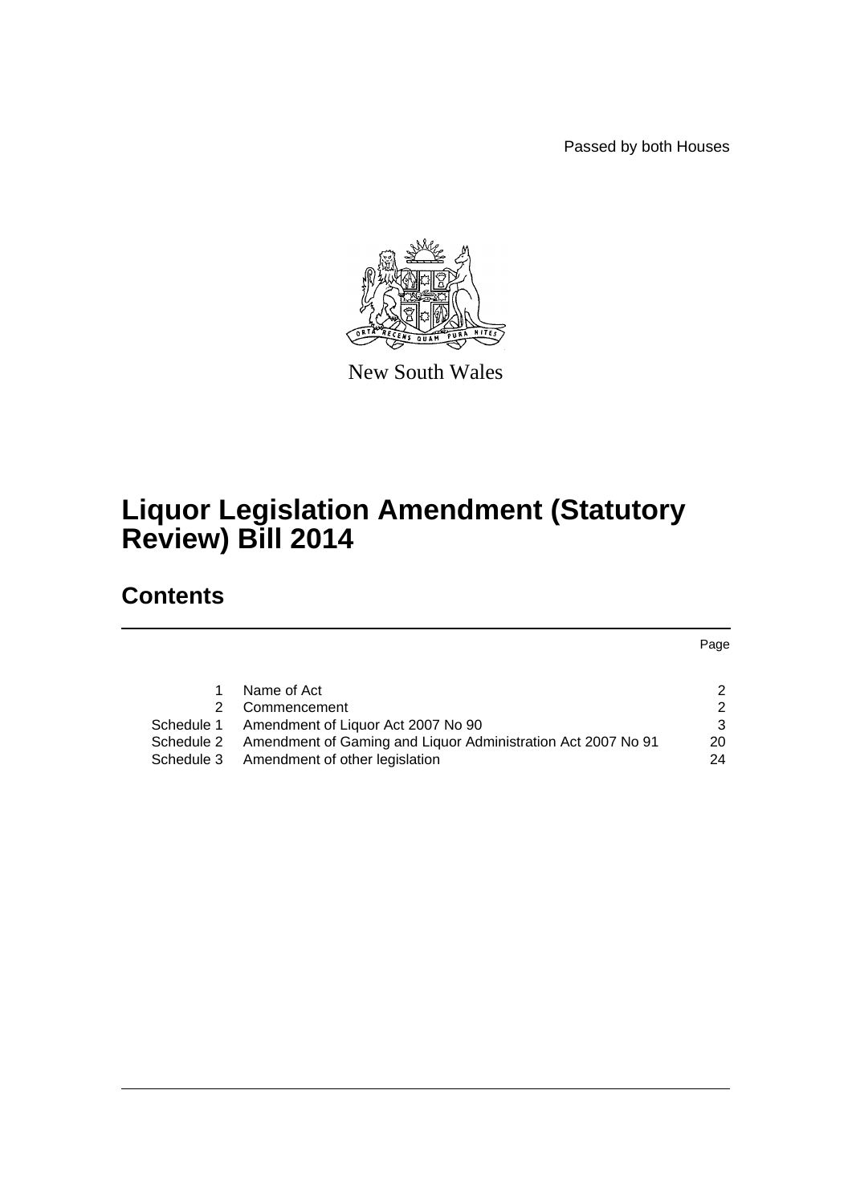Passed by both Houses

New South Wales

# Liquor Legislation Amendment (Statutory Review) Bill 2014

## Contents

| | | Page |
|---|---|---|
| 1 | Name of Act | 2 |
| 2 | Commencement | 2 |
| Schedule 1 | Amendment of Liquor Act 2007 No 90 | 3 |
| Schedule 2 | Amendment of Gaming and Liquor Administration Act 2007 No 91 | 20 |
| Schedule 3 | Amendment of other legislation | 24 |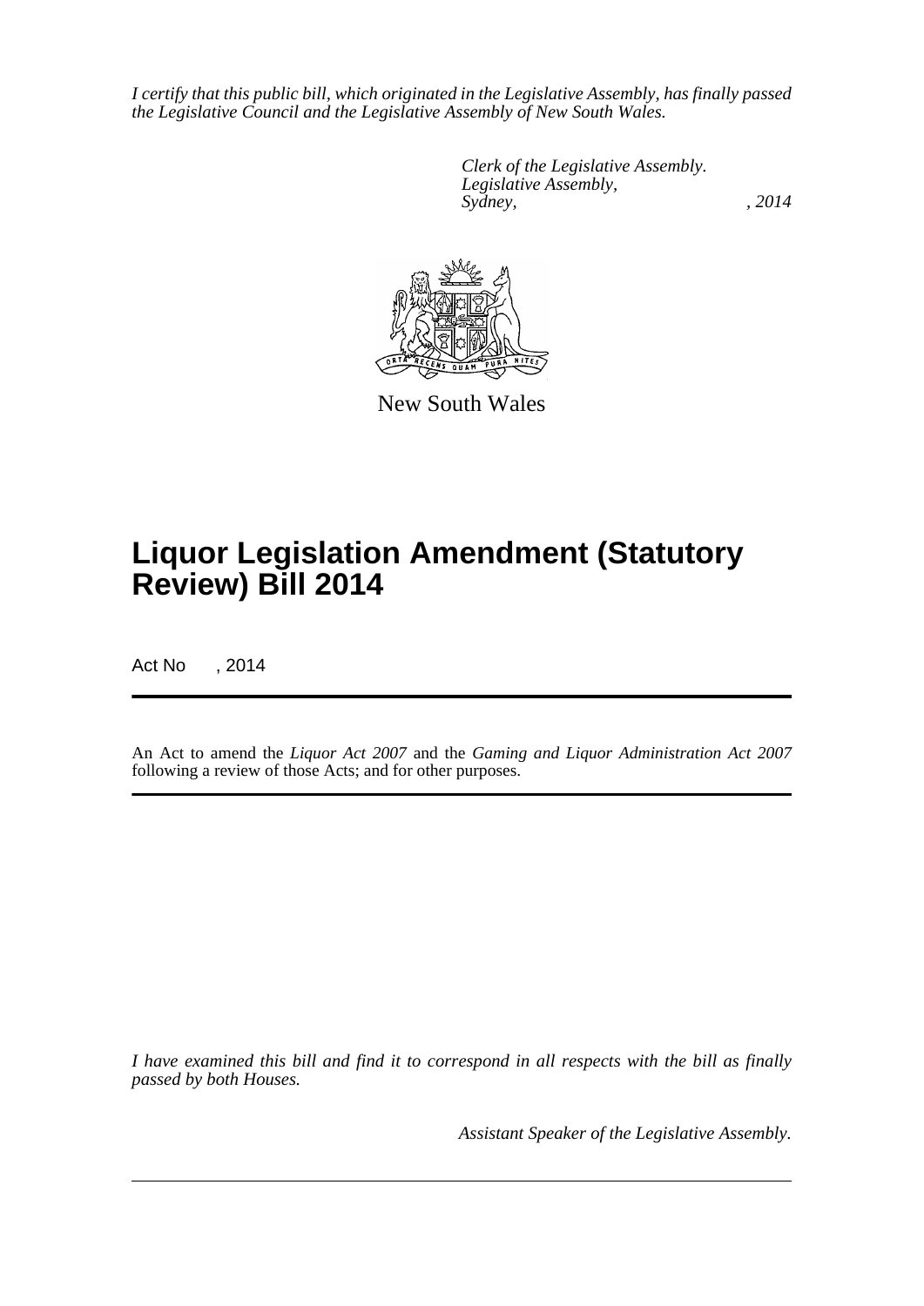*I certify that this public bill, which originated in the Legislative Assembly, has finally passed the Legislative Council and the Legislative Assembly of New South Wales.*

*Clerk of the Legislative Assembly.*
*Legislative Assembly,*
*Sydney, , 2014*

New South Wales

# Liquor Legislation Amendment (Statutory Review) Bill 2014

Act No , 2014

An Act to amend the *Liquor Act 2007* and the *Gaming and Liquor Administration Act 2007* following a review of those Acts; and for other purposes.

*I have examined this bill and find it to correspond in all respects with the bill as finally passed by both Houses.*

*Assistant Speaker of the Legislative Assembly.*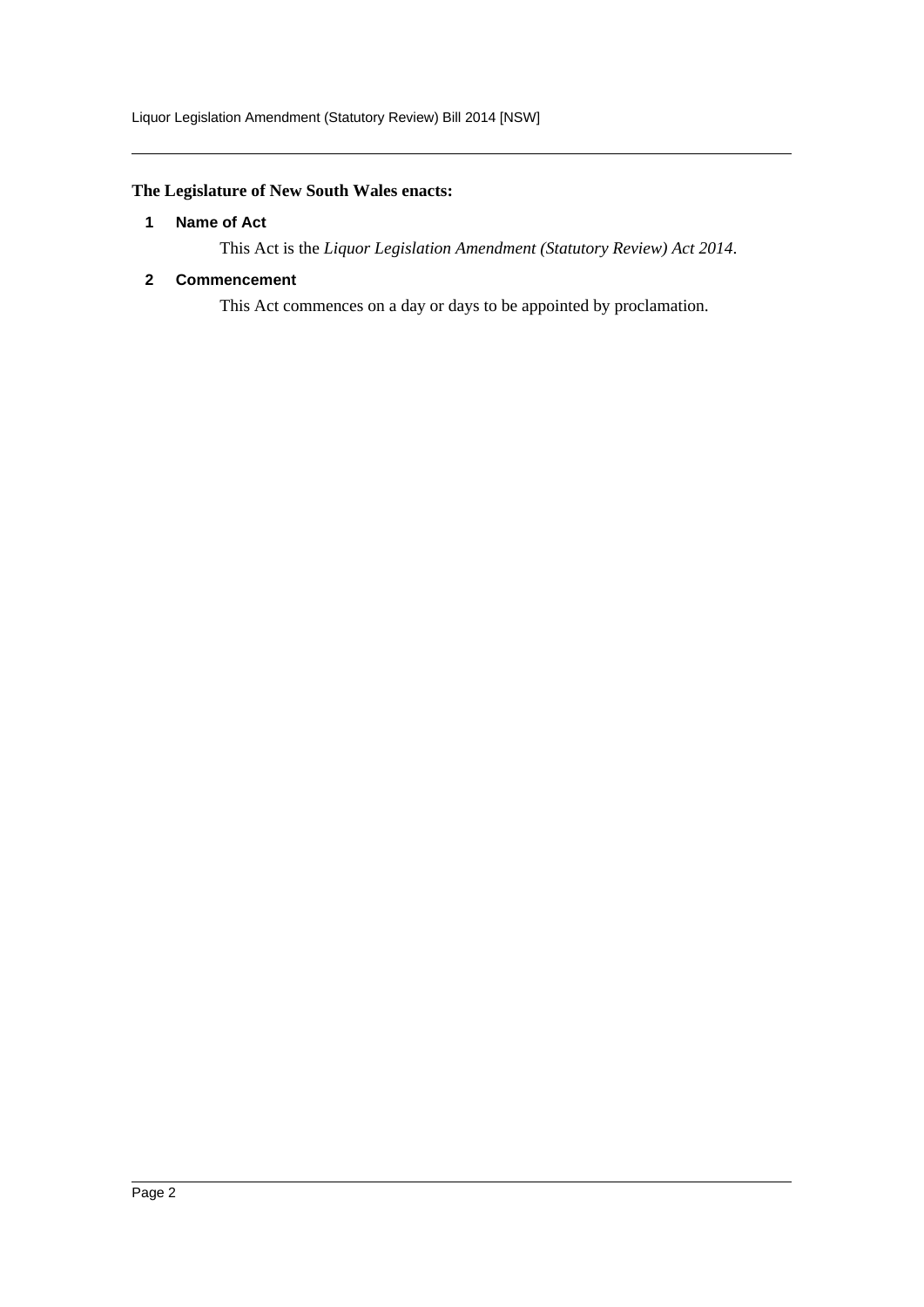**The Legislature of New South Wales enacts:**

## 1 Name of Act

This Act is the *Liquor Legislation Amendment (Statutory Review) Act 2014*.

## 2 Commencement

This Act commences on a day or days to be appointed by proclamation.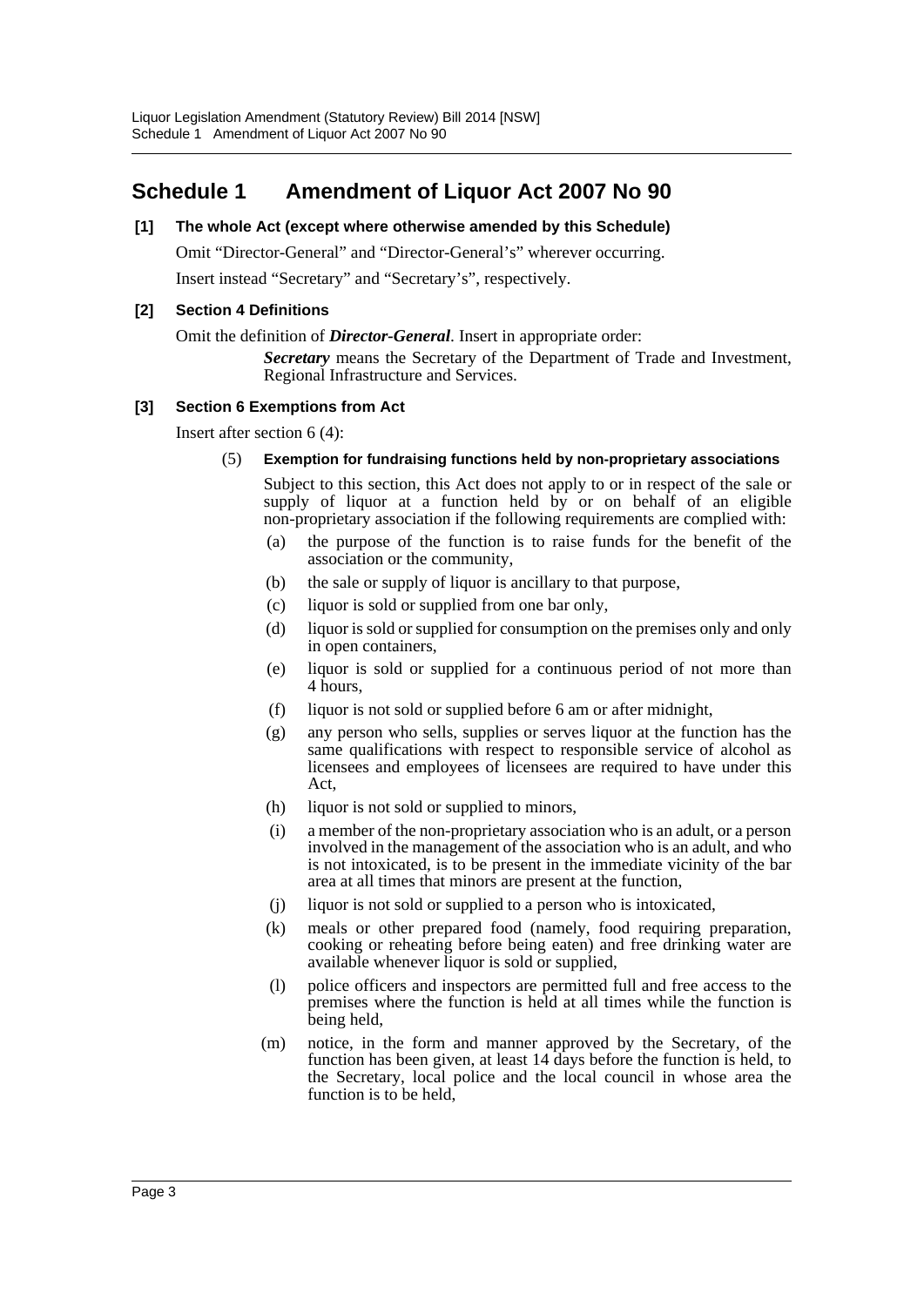# Schedule 1 Amendment of Liquor Act 2007 No 90

**[1] The whole Act (except where otherwise amended by this Schedule)**

Omit "Director-General" and "Director-General's" wherever occurring.

Insert instead "Secretary" and "Secretary's", respectively.

**[2] Section 4 Definitions**

Omit the definition of ***Director-General***. Insert in appropriate order:

> ***Secretary*** means the Secretary of the Department of Trade and Investment, Regional Infrastructure and Services.

**[3] Section 6 Exemptions from Act**

Insert after section 6 (4):

> (5) **Exemption for fundraising functions held by non-proprietary associations**
>
> Subject to this section, this Act does not apply to or in respect of the sale or supply of liquor at a function held by or on behalf of an eligible non-proprietary association if the following requirements are complied with:
>
> (a) the purpose of the function is to raise funds for the benefit of the association or the community,
>
> (b) the sale or supply of liquor is ancillary to that purpose,
>
> (c) liquor is sold or supplied from one bar only,
>
> (d) liquor is sold or supplied for consumption on the premises only and only in open containers,
>
> (e) liquor is sold or supplied for a continuous period of not more than 4 hours,
>
> (f) liquor is not sold or supplied before 6 am or after midnight,
>
> (g) any person who sells, supplies or serves liquor at the function has the same qualifications with respect to responsible service of alcohol as licensees and employees of licensees are required to have under this Act,
>
> (h) liquor is not sold or supplied to minors,
>
> (i) a member of the non-proprietary association who is an adult, or a person involved in the management of the association who is an adult, and who is not intoxicated, is to be present in the immediate vicinity of the bar area at all times that minors are present at the function,
>
> (j) liquor is not sold or supplied to a person who is intoxicated,
>
> (k) meals or other prepared food (namely, food requiring preparation, cooking or reheating before being eaten) and free drinking water are available whenever liquor is sold or supplied,
>
> (l) police officers and inspectors are permitted full and free access to the premises where the function is held at all times while the function is being held,
>
> (m) notice, in the form and manner approved by the Secretary, of the function has been given, at least 14 days before the function is held, to the Secretary, local police and the local council in whose area the function is to be held,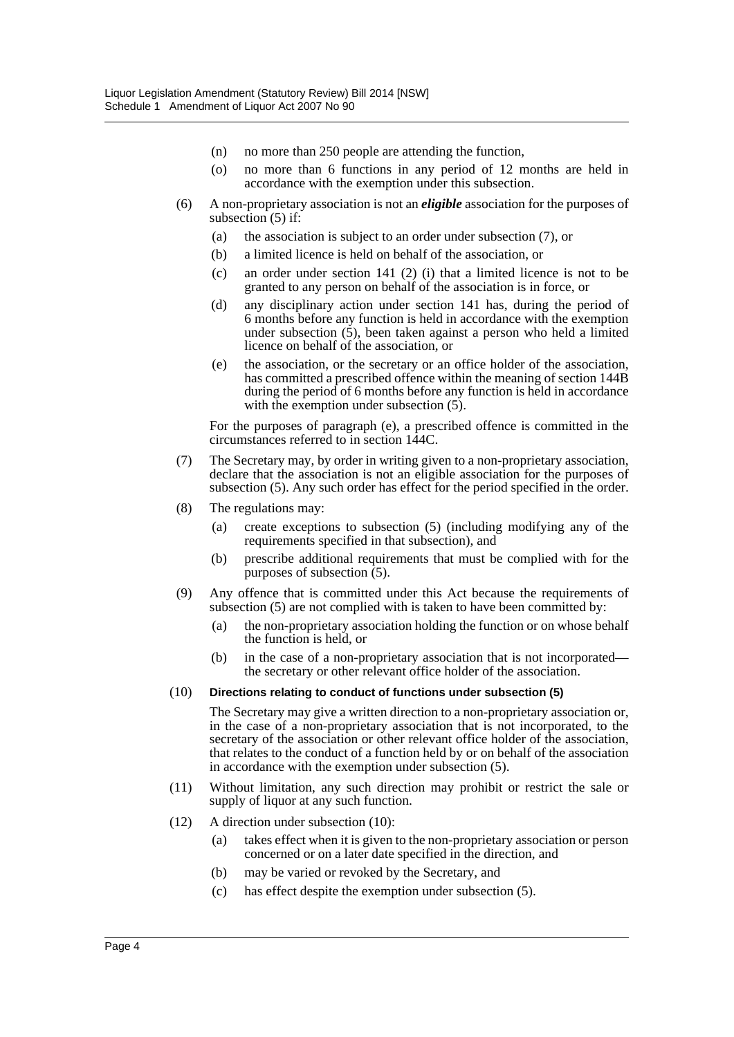(n) no more than 250 people are attending the function,

(o) no more than 6 functions in any period of 12 months are held in accordance with the exemption under this subsection.

(6) A non-proprietary association is not an ***eligible*** association for the purposes of subsection (5) if:

(a) the association is subject to an order under subsection (7), or

(b) a limited licence is held on behalf of the association, or

(c) an order under section 141 (2) (i) that a limited licence is not to be granted to any person on behalf of the association is in force, or

(d) any disciplinary action under section 141 has, during the period of 6 months before any function is held in accordance with the exemption under subsection (5), been taken against a person who held a limited licence on behalf of the association, or

(e) the association, or the secretary or an office holder of the association, has committed a prescribed offence within the meaning of section 144B during the period of 6 months before any function is held in accordance with the exemption under subsection (5).

For the purposes of paragraph (e), a prescribed offence is committed in the circumstances referred to in section 144C.

(7) The Secretary may, by order in writing given to a non-proprietary association, declare that the association is not an eligible association for the purposes of subsection (5). Any such order has effect for the period specified in the order.

(8) The regulations may:

(a) create exceptions to subsection (5) (including modifying any of the requirements specified in that subsection), and

(b) prescribe additional requirements that must be complied with for the purposes of subsection (5).

(9) Any offence that is committed under this Act because the requirements of subsection (5) are not complied with is taken to have been committed by:

(a) the non-proprietary association holding the function or on whose behalf the function is held, or

(b) in the case of a non-proprietary association that is not incorporated—the secretary or other relevant office holder of the association.

(10) **Directions relating to conduct of functions under subsection (5)**

The Secretary may give a written direction to a non-proprietary association or, in the case of a non-proprietary association that is not incorporated, to the secretary of the association or other relevant office holder of the association, that relates to the conduct of a function held by or on behalf of the association in accordance with the exemption under subsection (5).

(11) Without limitation, any such direction may prohibit or restrict the sale or supply of liquor at any such function.

(12) A direction under subsection (10):

(a) takes effect when it is given to the non-proprietary association or person concerned or on a later date specified in the direction, and

(b) may be varied or revoked by the Secretary, and

(c) has effect despite the exemption under subsection (5).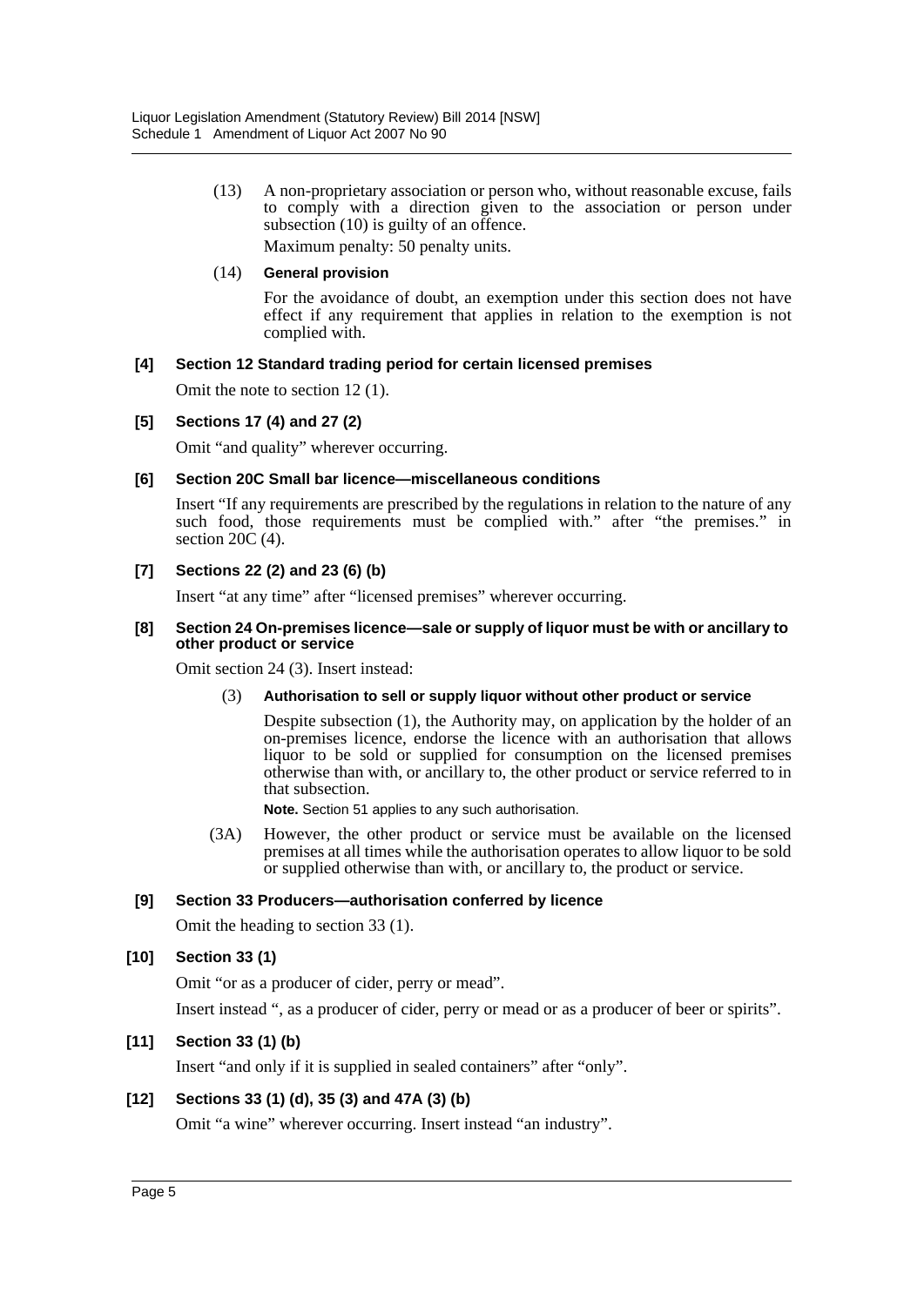(13) A non-proprietary association or person who, without reasonable excuse, fails to comply with a direction given to the association or person under subsection (10) is guilty of an offence.

Maximum penalty: 50 penalty units.

(14) **General provision**

For the avoidance of doubt, an exemption under this section does not have effect if any requirement that applies in relation to the exemption is not complied with.

#### [4] Section 12 Standard trading period for certain licensed premises

Omit the note to section 12 (1).

#### [5] Sections 17 (4) and 27 (2)

Omit "and quality" wherever occurring.

#### [6] Section 20C Small bar licence—miscellaneous conditions

Insert "If any requirements are prescribed by the regulations in relation to the nature of any such food, those requirements must be complied with." after "the premises." in section 20C (4).

#### [7] Sections 22 (2) and 23 (6) (b)

Insert "at any time" after "licensed premises" wherever occurring.

#### [8] Section 24 On-premises licence—sale or supply of liquor must be with or ancillary to other product or service

Omit section 24 (3). Insert instead:

(3) **Authorisation to sell or supply liquor without other product or service**

Despite subsection (1), the Authority may, on application by the holder of an on-premises licence, endorse the licence with an authorisation that allows liquor to be sold or supplied for consumption on the licensed premises otherwise than with, or ancillary to, the other product or service referred to in that subsection.

**Note.** Section 51 applies to any such authorisation.

(3A) However, the other product or service must be available on the licensed premises at all times while the authorisation operates to allow liquor to be sold or supplied otherwise than with, or ancillary to, the product or service.

#### [9] Section 33 Producers—authorisation conferred by licence

Omit the heading to section 33 (1).

#### [10] Section 33 (1)

Omit "or as a producer of cider, perry or mead".

Insert instead ", as a producer of cider, perry or mead or as a producer of beer or spirits".

#### [11] Section 33 (1) (b)

Insert "and only if it is supplied in sealed containers" after "only".

#### [12] Sections 33 (1) (d), 35 (3) and 47A (3) (b)

Omit "a wine" wherever occurring. Insert instead "an industry".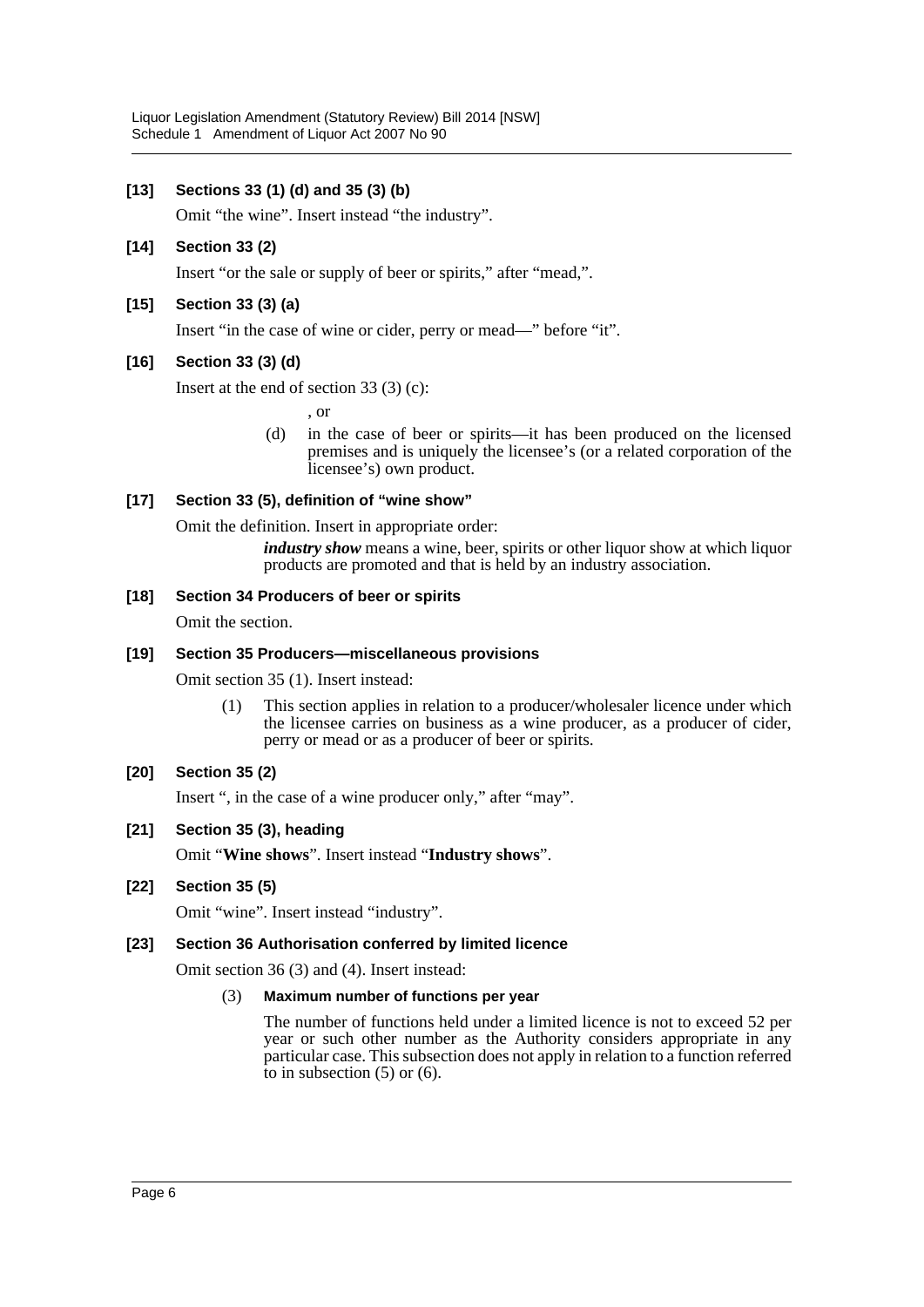**[13] Sections 33 (1) (d) and 35 (3) (b)**

Omit "the wine". Insert instead "the industry".

**[14] Section 33 (2)**

Insert "or the sale or supply of beer or spirits," after "mead,".

**[15] Section 33 (3) (a)**

Insert "in the case of wine or cider, perry or mead—" before "it".

**[16] Section 33 (3) (d)**

Insert at the end of section 33 (3) (c):

> , or
>
> (d) in the case of beer or spirits—it has been produced on the licensed premises and is uniquely the licensee's (or a related corporation of the licensee's) own product.

**[17] Section 33 (5), definition of "wine show"**

Omit the definition. Insert in appropriate order:

> ***industry show*** means a wine, beer, spirits or other liquor show at which liquor products are promoted and that is held by an industry association.

**[18] Section 34 Producers of beer or spirits**

Omit the section.

**[19] Section 35 Producers—miscellaneous provisions**

Omit section 35 (1). Insert instead:

> (1) This section applies in relation to a producer/wholesaler licence under which the licensee carries on business as a wine producer, as a producer of cider, perry or mead or as a producer of beer or spirits.

**[20] Section 35 (2)**

Insert ", in the case of a wine producer only," after "may".

**[21] Section 35 (3), heading**

Omit "**Wine shows**". Insert instead "**Industry shows**".

**[22] Section 35 (5)**

Omit "wine". Insert instead "industry".

**[23] Section 36 Authorisation conferred by limited licence**

Omit section 36 (3) and (4). Insert instead:

> (3) **Maximum number of functions per year**
>
> The number of functions held under a limited licence is not to exceed 52 per year or such other number as the Authority considers appropriate in any particular case. This subsection does not apply in relation to a function referred to in subsection (5) or (6).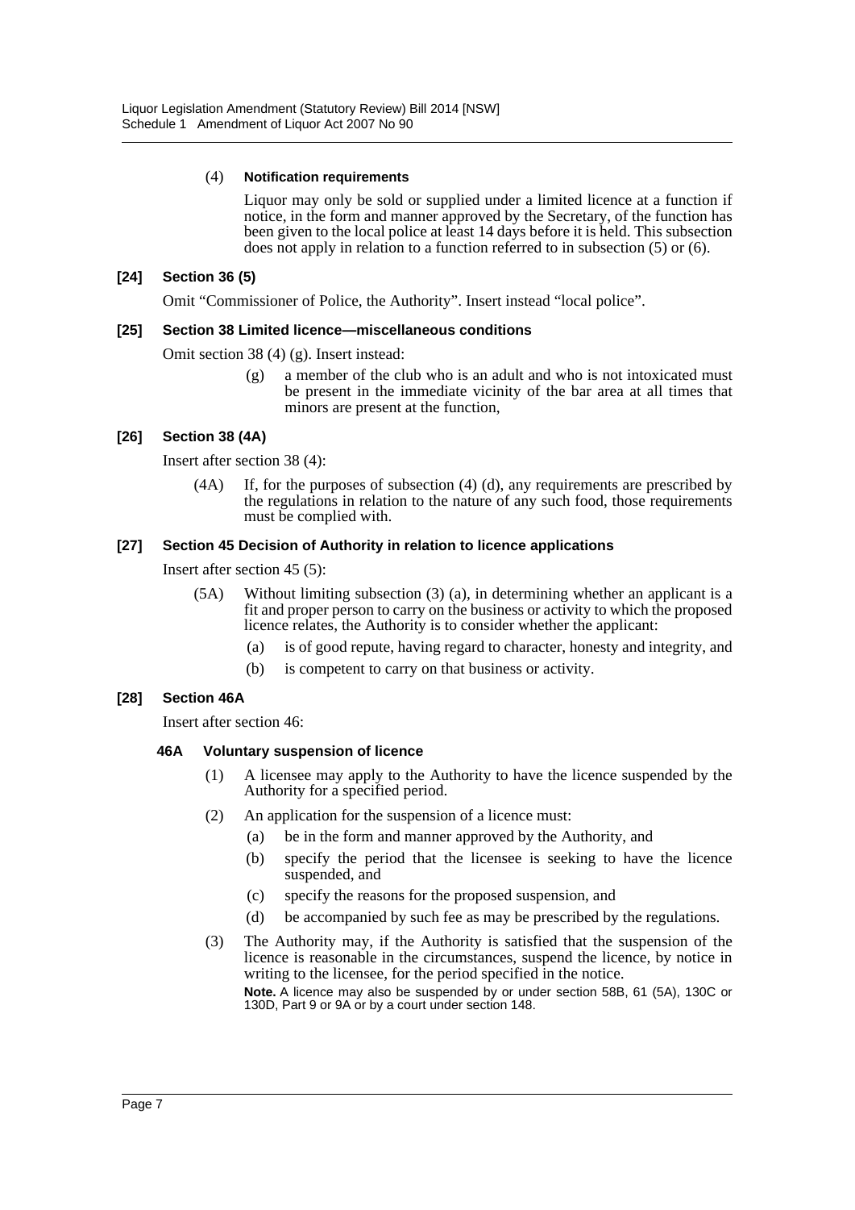(4) **Notification requirements**

Liquor may only be sold or supplied under a limited licence at a function if notice, in the form and manner approved by the Secretary, of the function has been given to the local police at least 14 days before it is held. This subsection does not apply in relation to a function referred to in subsection (5) or (6).

### [24] Section 36 (5)

Omit "Commissioner of Police, the Authority". Insert instead "local police".

### [25] Section 38 Limited licence—miscellaneous conditions

Omit section 38 (4) (g). Insert instead:

(g) a member of the club who is an adult and who is not intoxicated must be present in the immediate vicinity of the bar area at all times that minors are present at the function,

### [26] Section 38 (4A)

Insert after section 38 (4):

(4A) If, for the purposes of subsection (4) (d), any requirements are prescribed by the regulations in relation to the nature of any such food, those requirements must be complied with.

### [27] Section 45 Decision of Authority in relation to licence applications

Insert after section 45 (5):

(5A) Without limiting subsection (3) (a), in determining whether an applicant is a fit and proper person to carry on the business or activity to which the proposed licence relates, the Authority is to consider whether the applicant:

- (a) is of good repute, having regard to character, honesty and integrity, and
- (b) is competent to carry on that business or activity.

### [28] Section 46A

Insert after section 46:

**46A Voluntary suspension of licence**

(1) A licensee may apply to the Authority to have the licence suspended by the Authority for a specified period.

(2) An application for the suspension of a licence must:

- (a) be in the form and manner approved by the Authority, and
- (b) specify the period that the licensee is seeking to have the licence suspended, and
- (c) specify the reasons for the proposed suspension, and
- (d) be accompanied by such fee as may be prescribed by the regulations.

(3) The Authority may, if the Authority is satisfied that the suspension of the licence is reasonable in the circumstances, suspend the licence, by notice in writing to the licensee, for the period specified in the notice.

**Note.** A licence may also be suspended by or under section 58B, 61 (5A), 130C or 130D, Part 9 or 9A or by a court under section 148.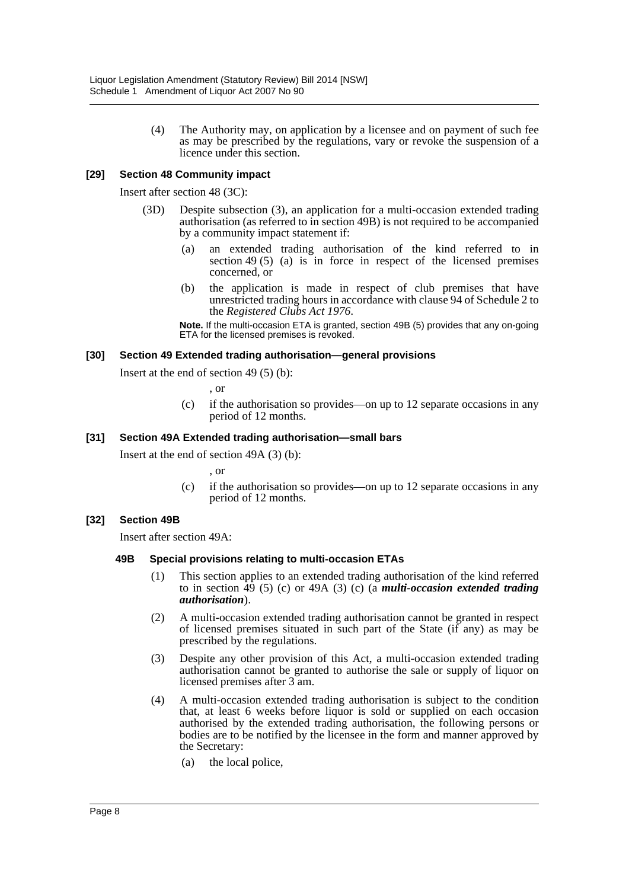(4) The Authority may, on application by a licensee and on payment of such fee as may be prescribed by the regulations, vary or revoke the suspension of a licence under this section.

### [29] Section 48 Community impact

Insert after section 48 (3C):

(3D) Despite subsection (3), an application for a multi-occasion extended trading authorisation (as referred to in section 49B) is not required to be accompanied by a community impact statement if:

(a) an extended trading authorisation of the kind referred to in section 49 (5) (a) is in force in respect of the licensed premises concerned, or

(b) the application is made in respect of club premises that have unrestricted trading hours in accordance with clause 94 of Schedule 2 to the *Registered Clubs Act 1976*.

**Note.** If the multi-occasion ETA is granted, section 49B (5) provides that any on-going ETA for the licensed premises is revoked.

### [30] Section 49 Extended trading authorisation—general provisions

Insert at the end of section 49 (5) (b):

, or

(c) if the authorisation so provides—on up to 12 separate occasions in any period of 12 months.

### [31] Section 49A Extended trading authorisation—small bars

Insert at the end of section 49A (3) (b):

, or

(c) if the authorisation so provides—on up to 12 separate occasions in any period of 12 months.

### [32] Section 49B

Insert after section 49A:

#### 49B Special provisions relating to multi-occasion ETAs

(1) This section applies to an extended trading authorisation of the kind referred to in section 49 (5) (c) or 49A (3) (c) (a ***multi-occasion extended trading authorisation***).

(2) A multi-occasion extended trading authorisation cannot be granted in respect of licensed premises situated in such part of the State (if any) as may be prescribed by the regulations.

(3) Despite any other provision of this Act, a multi-occasion extended trading authorisation cannot be granted to authorise the sale or supply of liquor on licensed premises after 3 am.

(4) A multi-occasion extended trading authorisation is subject to the condition that, at least 6 weeks before liquor is sold or supplied on each occasion authorised by the extended trading authorisation, the following persons or bodies are to be notified by the licensee in the form and manner approved by the Secretary:

(a) the local police,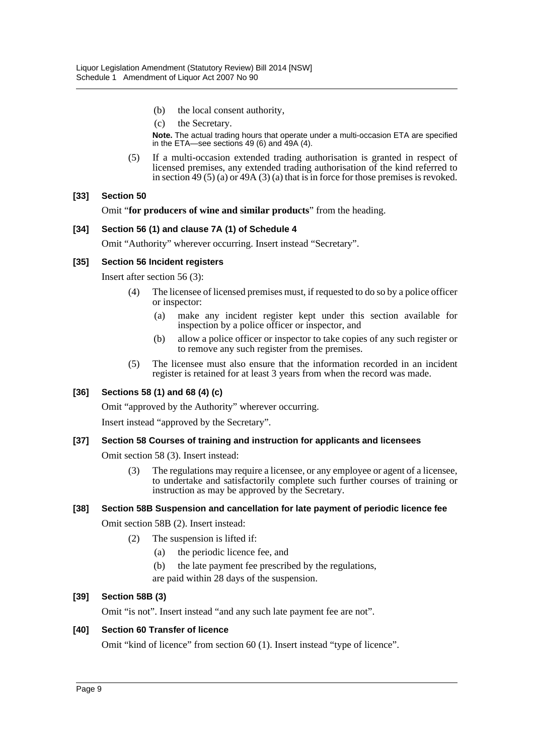(b) the local consent authority,

(c) the Secretary.

**Note.** The actual trading hours that operate under a multi-occasion ETA are specified in the ETA—see sections 49 (6) and 49A (4).

(5) If a multi-occasion extended trading authorisation is granted in respect of licensed premises, any extended trading authorisation of the kind referred to in section 49 (5) (a) or 49A (3) (a) that is in force for those premises is revoked.

**[33] Section 50**

Omit "**for producers of wine and similar products**" from the heading.

**[34] Section 56 (1) and clause 7A (1) of Schedule 4**

Omit "Authority" wherever occurring. Insert instead "Secretary".

**[35] Section 56 Incident registers**

Insert after section 56 (3):

(4) The licensee of licensed premises must, if requested to do so by a police officer or inspector:

(a) make any incident register kept under this section available for inspection by a police officer or inspector, and

(b) allow a police officer or inspector to take copies of any such register or to remove any such register from the premises.

(5) The licensee must also ensure that the information recorded in an incident register is retained for at least 3 years from when the record was made.

**[36] Sections 58 (1) and 68 (4) (c)**

Omit "approved by the Authority" wherever occurring.

Insert instead "approved by the Secretary".

**[37] Section 58 Courses of training and instruction for applicants and licensees**

Omit section 58 (3). Insert instead:

(3) The regulations may require a licensee, or any employee or agent of a licensee, to undertake and satisfactorily complete such further courses of training or instruction as may be approved by the Secretary.

**[38] Section 58B Suspension and cancellation for late payment of periodic licence fee**

Omit section 58B (2). Insert instead:

(2) The suspension is lifted if:

(a) the periodic licence fee, and

(b) the late payment fee prescribed by the regulations,

are paid within 28 days of the suspension.

**[39] Section 58B (3)**

Omit "is not". Insert instead "and any such late payment fee are not".

**[40] Section 60 Transfer of licence**

Omit "kind of licence" from section 60 (1). Insert instead "type of licence".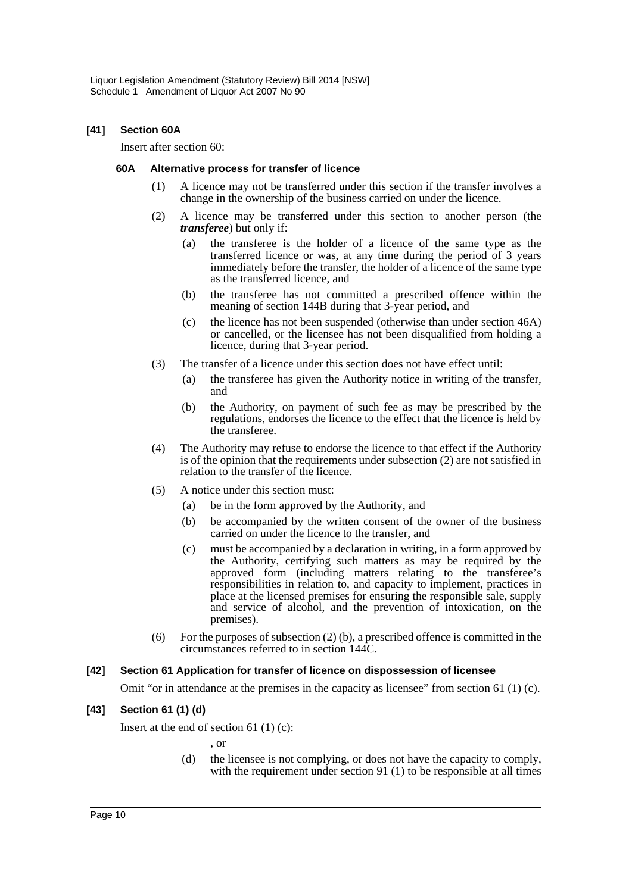### [41] Section 60A

Insert after section 60:

#### 60A Alternative process for transfer of licence

(1) A licence may not be transferred under this section if the transfer involves a change in the ownership of the business carried on under the licence.

(2) A licence may be transferred under this section to another person (the ***transferee***) but only if:

- (a) the transferee is the holder of a licence of the same type as the transferred licence or was, at any time during the period of 3 years immediately before the transfer, the holder of a licence of the same type as the transferred licence, and
- (b) the transferee has not committed a prescribed offence within the meaning of section 144B during that 3-year period, and
- (c) the licence has not been suspended (otherwise than under section 46A) or cancelled, or the licensee has not been disqualified from holding a licence, during that 3-year period.

(3) The transfer of a licence under this section does not have effect until:

- (a) the transferee has given the Authority notice in writing of the transfer, and
- (b) the Authority, on payment of such fee as may be prescribed by the regulations, endorses the licence to the effect that the licence is held by the transferee.

(4) The Authority may refuse to endorse the licence to that effect if the Authority is of the opinion that the requirements under subsection (2) are not satisfied in relation to the transfer of the licence.

(5) A notice under this section must:

- (a) be in the form approved by the Authority, and
- (b) be accompanied by the written consent of the owner of the business carried on under the licence to the transfer, and
- (c) must be accompanied by a declaration in writing, in a form approved by the Authority, certifying such matters as may be required by the approved form (including matters relating to the transferee's responsibilities in relation to, and capacity to implement, practices in place at the licensed premises for ensuring the responsible sale, supply and service of alcohol, and the prevention of intoxication, on the premises).

(6) For the purposes of subsection (2) (b), a prescribed offence is committed in the circumstances referred to in section 144C.

### [42] Section 61 Application for transfer of licence on dispossession of licensee

Omit "or in attendance at the premises in the capacity as licensee" from section 61 (1) (c).

### [43] Section 61 (1) (d)

Insert at the end of section 61 (1) (c):

, or

- (d) the licensee is not complying, or does not have the capacity to comply, with the requirement under section 91 (1) to be responsible at all times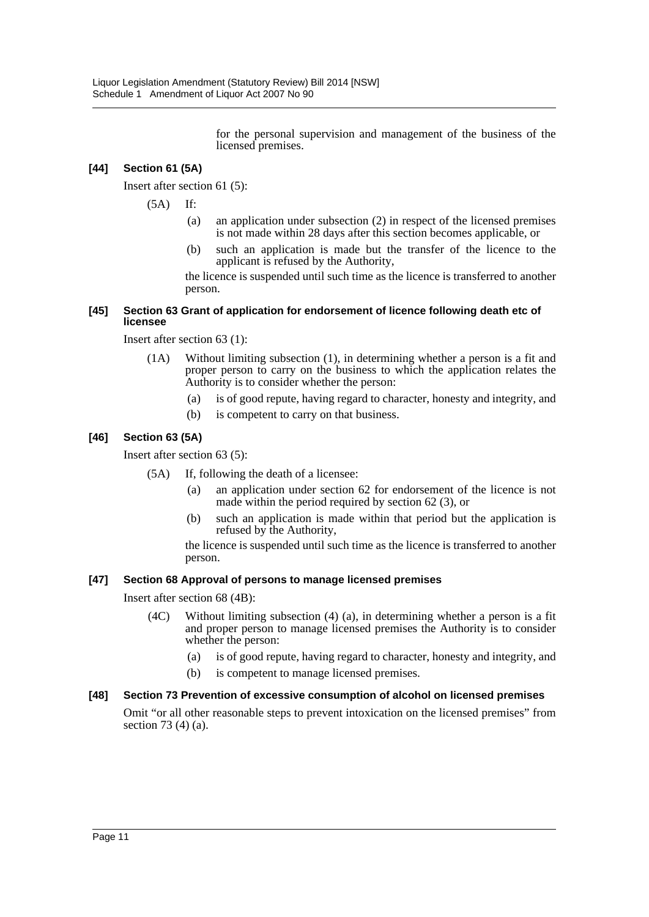for the personal supervision and management of the business of the licensed premises.

**[44] Section 61 (5A)**

Insert after section 61 (5):

(5A) If:

(a) an application under subsection (2) in respect of the licensed premises is not made within 28 days after this section becomes applicable, or

(b) such an application is made but the transfer of the licence to the applicant is refused by the Authority,

the licence is suspended until such time as the licence is transferred to another person.

**[45] Section 63 Grant of application for endorsement of licence following death etc of licensee**

Insert after section 63 (1):

(1A) Without limiting subsection (1), in determining whether a person is a fit and proper person to carry on the business to which the application relates the Authority is to consider whether the person:

(a) is of good repute, having regard to character, honesty and integrity, and

(b) is competent to carry on that business.

**[46] Section 63 (5A)**

Insert after section 63 (5):

(5A) If, following the death of a licensee:

(a) an application under section 62 for endorsement of the licence is not made within the period required by section 62 (3), or

(b) such an application is made within that period but the application is refused by the Authority,

the licence is suspended until such time as the licence is transferred to another person.

**[47] Section 68 Approval of persons to manage licensed premises**

Insert after section 68 (4B):

(4C) Without limiting subsection (4) (a), in determining whether a person is a fit and proper person to manage licensed premises the Authority is to consider whether the person:

(a) is of good repute, having regard to character, honesty and integrity, and

(b) is competent to manage licensed premises.

**[48] Section 73 Prevention of excessive consumption of alcohol on licensed premises**

Omit "or all other reasonable steps to prevent intoxication on the licensed premises" from section 73 (4) (a).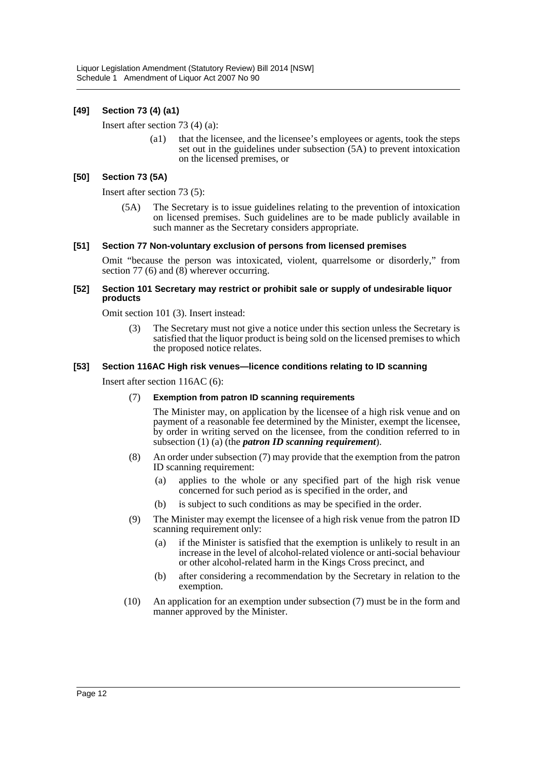### [49] Section 73 (4) (a1)

Insert after section 73 (4) (a):

> (a1) that the licensee, and the licensee's employees or agents, took the steps set out in the guidelines under subsection (5A) to prevent intoxication on the licensed premises, or

### [50] Section 73 (5A)

Insert after section 73 (5):

> (5A) The Secretary is to issue guidelines relating to the prevention of intoxication on licensed premises. Such guidelines are to be made publicly available in such manner as the Secretary considers appropriate.

### [51] Section 77 Non-voluntary exclusion of persons from licensed premises

Omit "because the person was intoxicated, violent, quarrelsome or disorderly," from section 77 (6) and (8) wherever occurring.

### [52] Section 101 Secretary may restrict or prohibit sale or supply of undesirable liquor products

Omit section 101 (3). Insert instead:

> (3) The Secretary must not give a notice under this section unless the Secretary is satisfied that the liquor product is being sold on the licensed premises to which the proposed notice relates.

### [53] Section 116AC High risk venues—licence conditions relating to ID scanning

Insert after section 116AC (6):

> (7) **Exemption from patron ID scanning requirements**
>
> The Minister may, on application by the licensee of a high risk venue and on payment of a reasonable fee determined by the Minister, exempt the licensee, by order in writing served on the licensee, from the condition referred to in subsection (1) (a) (the ***patron ID scanning requirement***).
>
> (8) An order under subsection (7) may provide that the exemption from the patron ID scanning requirement:
>
> (a) applies to the whole or any specified part of the high risk venue concerned for such period as is specified in the order, and
>
> (b) is subject to such conditions as may be specified in the order.
>
> (9) The Minister may exempt the licensee of a high risk venue from the patron ID scanning requirement only:
>
> (a) if the Minister is satisfied that the exemption is unlikely to result in an increase in the level of alcohol-related violence or anti-social behaviour or other alcohol-related harm in the Kings Cross precinct, and
>
> (b) after considering a recommendation by the Secretary in relation to the exemption.
>
> (10) An application for an exemption under subsection (7) must be in the form and manner approved by the Minister.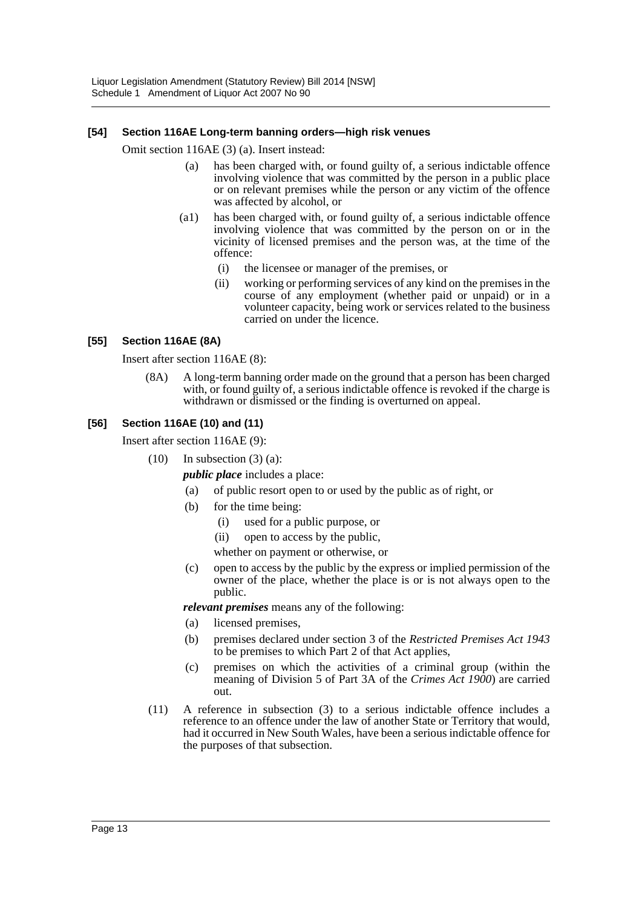#### [54] Section 116AE Long-term banning orders—high risk venues

Omit section 116AE (3) (a). Insert instead:

- (a) has been charged with, or found guilty of, a serious indictable offence involving violence that was committed by the person in a public place or on relevant premises while the person or any victim of the offence was affected by alcohol, or
- (a1) has been charged with, or found guilty of, a serious indictable offence involving violence that was committed by the person on or in the vicinity of licensed premises and the person was, at the time of the offence:
  - (i) the licensee or manager of the premises, or
  - (ii) working or performing services of any kind on the premises in the course of any employment (whether paid or unpaid) or in a volunteer capacity, being work or services related to the business carried on under the licence.

#### [55] Section 116AE (8A)

Insert after section 116AE (8):

(8A) A long-term banning order made on the ground that a person has been charged with, or found guilty of, a serious indictable offence is revoked if the charge is withdrawn or dismissed or the finding is overturned on appeal.

#### [56] Section 116AE (10) and (11)

Insert after section 116AE (9):

(10) In subsection (3) (a):

***public place*** includes a place:

- (a) of public resort open to or used by the public as of right, or
- (b) for the time being:
  - (i) used for a public purpose, or
  - (ii) open to access by the public,

  whether on payment or otherwise, or
- (c) open to access by the public by the express or implied permission of the owner of the place, whether the place is or is not always open to the public.

***relevant premises*** means any of the following:

- (a) licensed premises,
- (b) premises declared under section 3 of the *Restricted Premises Act 1943* to be premises to which Part 2 of that Act applies,
- (c) premises on which the activities of a criminal group (within the meaning of Division 5 of Part 3A of the *Crimes Act 1900*) are carried out.

(11) A reference in subsection (3) to a serious indictable offence includes a reference to an offence under the law of another State or Territory that would, had it occurred in New South Wales, have been a serious indictable offence for the purposes of that subsection.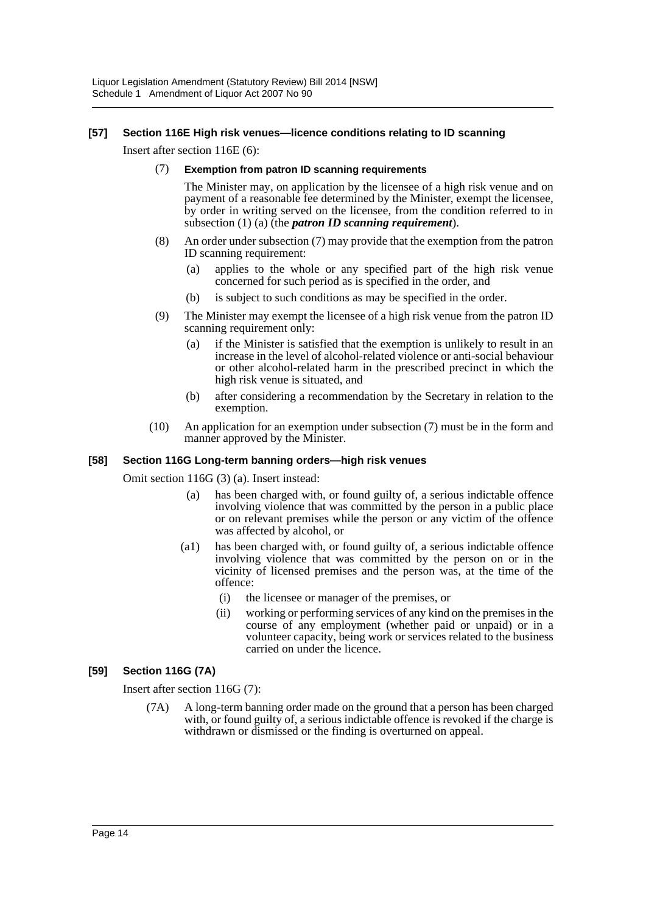### [57] Section 116E High risk venues—licence conditions relating to ID scanning

Insert after section 116E (6):

(7) **Exemption from patron ID scanning requirements**

The Minister may, on application by the licensee of a high risk venue and on payment of a reasonable fee determined by the Minister, exempt the licensee, by order in writing served on the licensee, from the condition referred to in subsection (1) (a) (the ***patron ID scanning requirement***).

(8) An order under subsection (7) may provide that the exemption from the patron ID scanning requirement:

(a) applies to the whole or any specified part of the high risk venue concerned for such period as is specified in the order, and

(b) is subject to such conditions as may be specified in the order.

(9) The Minister may exempt the licensee of a high risk venue from the patron ID scanning requirement only:

(a) if the Minister is satisfied that the exemption is unlikely to result in an increase in the level of alcohol-related violence or anti-social behaviour or other alcohol-related harm in the prescribed precinct in which the high risk venue is situated, and

(b) after considering a recommendation by the Secretary in relation to the exemption.

(10) An application for an exemption under subsection (7) must be in the form and manner approved by the Minister.

### [58] Section 116G Long-term banning orders—high risk venues

Omit section 116G (3) (a). Insert instead:

(a) has been charged with, or found guilty of, a serious indictable offence involving violence that was committed by the person in a public place or on relevant premises while the person or any victim of the offence was affected by alcohol, or

(a1) has been charged with, or found guilty of, a serious indictable offence involving violence that was committed by the person on or in the vicinity of licensed premises and the person was, at the time of the offence:

(i) the licensee or manager of the premises, or

(ii) working or performing services of any kind on the premises in the course of any employment (whether paid or unpaid) or in a volunteer capacity, being work or services related to the business carried on under the licence.

### [59] Section 116G (7A)

Insert after section 116G (7):

(7A) A long-term banning order made on the ground that a person has been charged with, or found guilty of, a serious indictable offence is revoked if the charge is withdrawn or dismissed or the finding is overturned on appeal.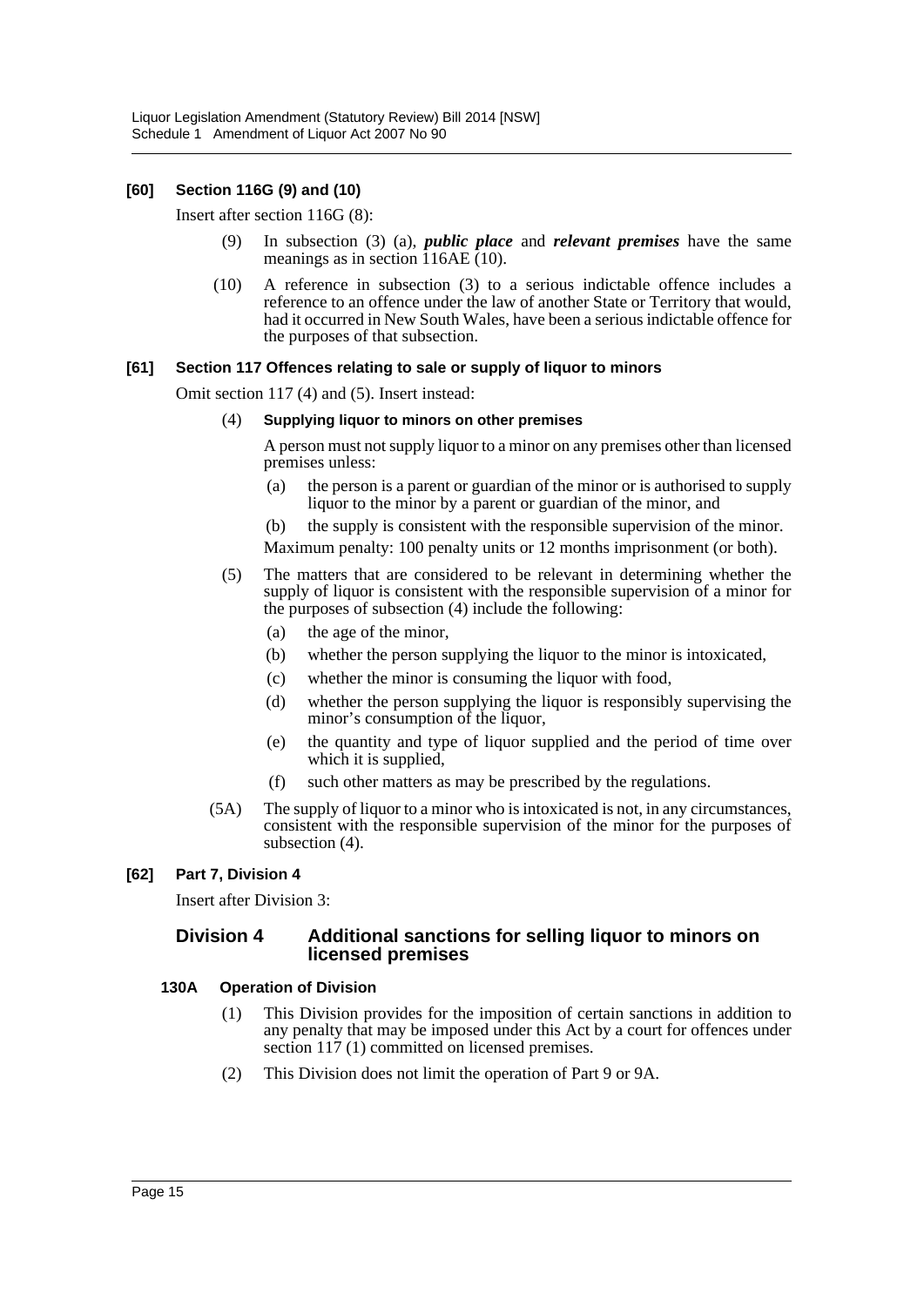### [60] Section 116G (9) and (10)

Insert after section 116G (8):

(9) In subsection (3) (a), ***public place*** and ***relevant premises*** have the same meanings as in section 116AE (10).

(10) A reference in subsection (3) to a serious indictable offence includes a reference to an offence under the law of another State or Territory that would, had it occurred in New South Wales, have been a serious indictable offence for the purposes of that subsection.

### [61] Section 117 Offences relating to sale or supply of liquor to minors

Omit section 117 (4) and (5). Insert instead:

(4) **Supplying liquor to minors on other premises**

A person must not supply liquor to a minor on any premises other than licensed premises unless:

- (a) the person is a parent or guardian of the minor or is authorised to supply liquor to the minor by a parent or guardian of the minor, and
- (b) the supply is consistent with the responsible supervision of the minor.

Maximum penalty: 100 penalty units or 12 months imprisonment (or both).

(5) The matters that are considered to be relevant in determining whether the supply of liquor is consistent with the responsible supervision of a minor for the purposes of subsection (4) include the following:

- (a) the age of the minor,
- (b) whether the person supplying the liquor to the minor is intoxicated,
- (c) whether the minor is consuming the liquor with food,
- (d) whether the person supplying the liquor is responsibly supervising the minor's consumption of the liquor,
- (e) the quantity and type of liquor supplied and the period of time over which it is supplied,
- (f) such other matters as may be prescribed by the regulations.

(5A) The supply of liquor to a minor who is intoxicated is not, in any circumstances, consistent with the responsible supervision of the minor for the purposes of subsection (4).

### [62] Part 7, Division 4

Insert after Division 3:

## Division 4 Additional sanctions for selling liquor to minors on licensed premises

#### 130A Operation of Division

(1) This Division provides for the imposition of certain sanctions in addition to any penalty that may be imposed under this Act by a court for offences under section 117 (1) committed on licensed premises.

(2) This Division does not limit the operation of Part 9 or 9A.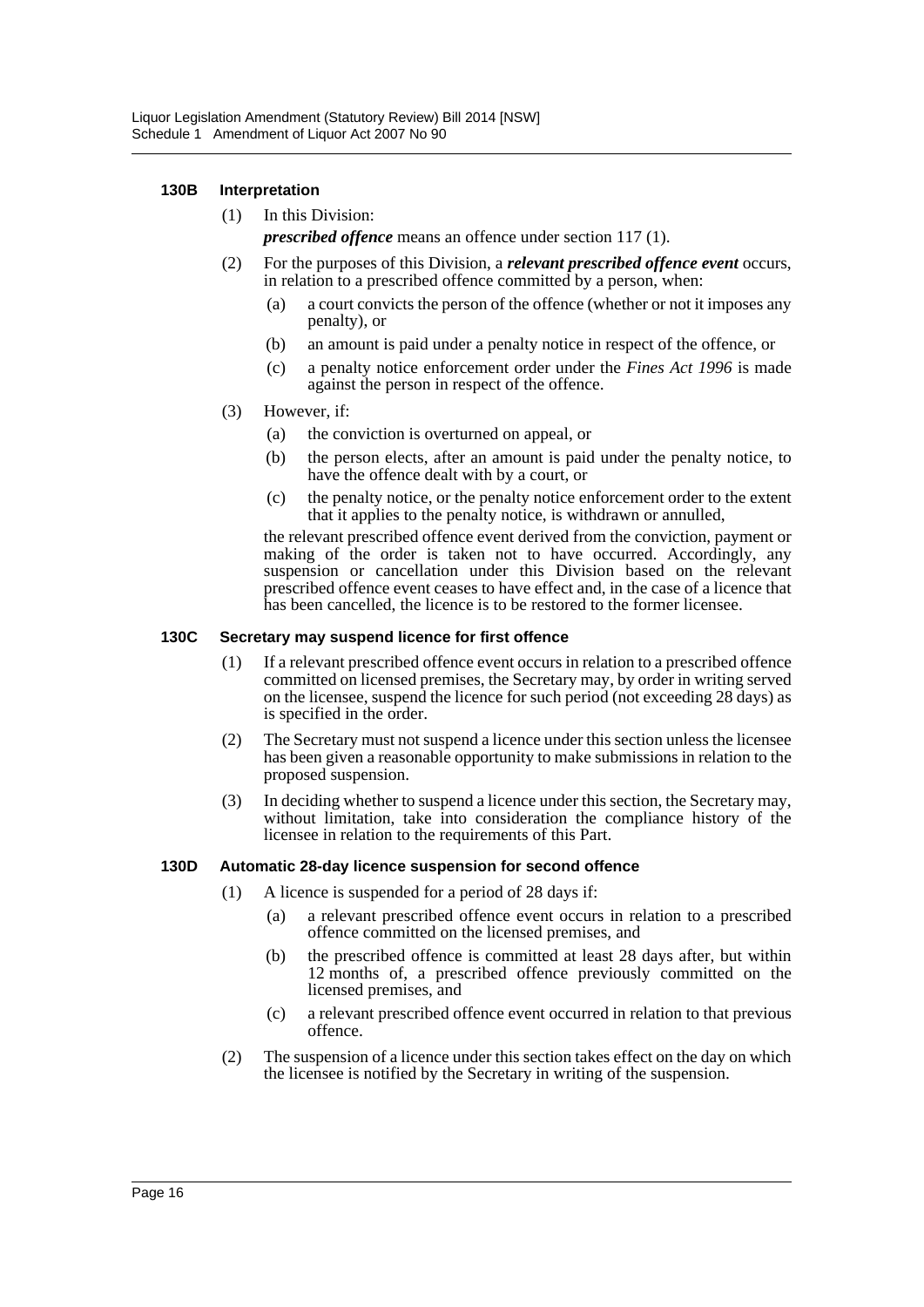#### 130B Interpretation

(1) In this Division:

***prescribed offence*** means an offence under section 117 (1).

(2) For the purposes of this Division, a ***relevant prescribed offence event*** occurs, in relation to a prescribed offence committed by a person, when:

- (a) a court convicts the person of the offence (whether or not it imposes any penalty), or
- (b) an amount is paid under a penalty notice in respect of the offence, or
- (c) a penalty notice enforcement order under the *Fines Act 1996* is made against the person in respect of the offence.

(3) However, if:

- (a) the conviction is overturned on appeal, or
- (b) the person elects, after an amount is paid under the penalty notice, to have the offence dealt with by a court, or
- (c) the penalty notice, or the penalty notice enforcement order to the extent that it applies to the penalty notice, is withdrawn or annulled,

the relevant prescribed offence event derived from the conviction, payment or making of the order is taken not to have occurred. Accordingly, any suspension or cancellation under this Division based on the relevant prescribed offence event ceases to have effect and, in the case of a licence that has been cancelled, the licence is to be restored to the former licensee.

#### 130C Secretary may suspend licence for first offence

(1) If a relevant prescribed offence event occurs in relation to a prescribed offence committed on licensed premises, the Secretary may, by order in writing served on the licensee, suspend the licence for such period (not exceeding 28 days) as is specified in the order.

(2) The Secretary must not suspend a licence under this section unless the licensee has been given a reasonable opportunity to make submissions in relation to the proposed suspension.

(3) In deciding whether to suspend a licence under this section, the Secretary may, without limitation, take into consideration the compliance history of the licensee in relation to the requirements of this Part.

#### 130D Automatic 28-day licence suspension for second offence

(1) A licence is suspended for a period of 28 days if:

- (a) a relevant prescribed offence event occurs in relation to a prescribed offence committed on the licensed premises, and
- (b) the prescribed offence is committed at least 28 days after, but within 12 months of, a prescribed offence previously committed on the licensed premises, and
- (c) a relevant prescribed offence event occurred in relation to that previous offence.

(2) The suspension of a licence under this section takes effect on the day on which the licensee is notified by the Secretary in writing of the suspension.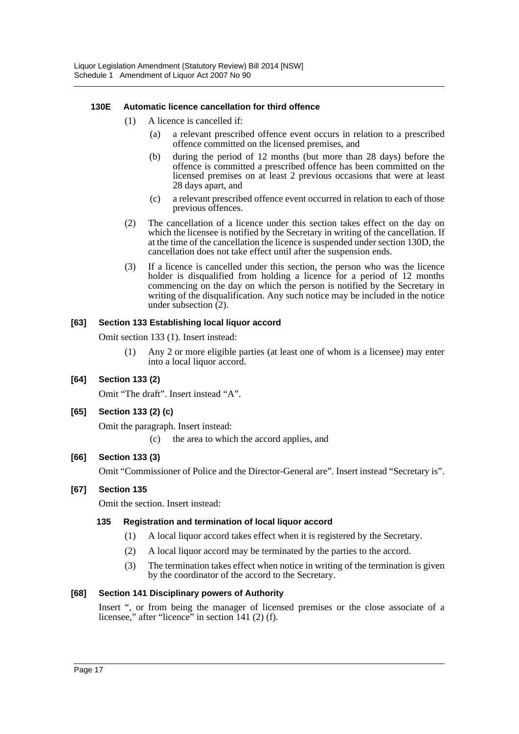#### 130E Automatic licence cancellation for third offence

(1) A licence is cancelled if:

   (a) a relevant prescribed offence event occurs in relation to a prescribed offence committed on the licensed premises, and

   (b) during the period of 12 months (but more than 28 days) before the offence is committed a prescribed offence has been committed on the licensed premises on at least 2 previous occasions that were at least 28 days apart, and

   (c) a relevant prescribed offence event occurred in relation to each of those previous offences.

(2) The cancellation of a licence under this section takes effect on the day on which the licensee is notified by the Secretary in writing of the cancellation. If at the time of the cancellation the licence is suspended under section 130D, the cancellation does not take effect until after the suspension ends.

(3) If a licence is cancelled under this section, the person who was the licence holder is disqualified from holding a licence for a period of 12 months commencing on the day on which the person is notified by the Secretary in writing of the disqualification. Any such notice may be included in the notice under subsection (2).

### [63] Section 133 Establishing local liquor accord

Omit section 133 (1). Insert instead:

(1) Any 2 or more eligible parties (at least one of whom is a licensee) may enter into a local liquor accord.

### [64] Section 133 (2)

Omit "The draft". Insert instead "A".

### [65] Section 133 (2) (c)

Omit the paragraph. Insert instead:

(c) the area to which the accord applies, and

### [66] Section 133 (3)

Omit "Commissioner of Police and the Director-General are". Insert instead "Secretary is".

### [67] Section 135

Omit the section. Insert instead:

#### 135 Registration and termination of local liquor accord

(1) A local liquor accord takes effect when it is registered by the Secretary.

(2) A local liquor accord may be terminated by the parties to the accord.

(3) The termination takes effect when notice in writing of the termination is given by the coordinator of the accord to the Secretary.

### [68] Section 141 Disciplinary powers of Authority

Insert ", or from being the manager of licensed premises or the close associate of a licensee," after "licence" in section 141 (2) (f).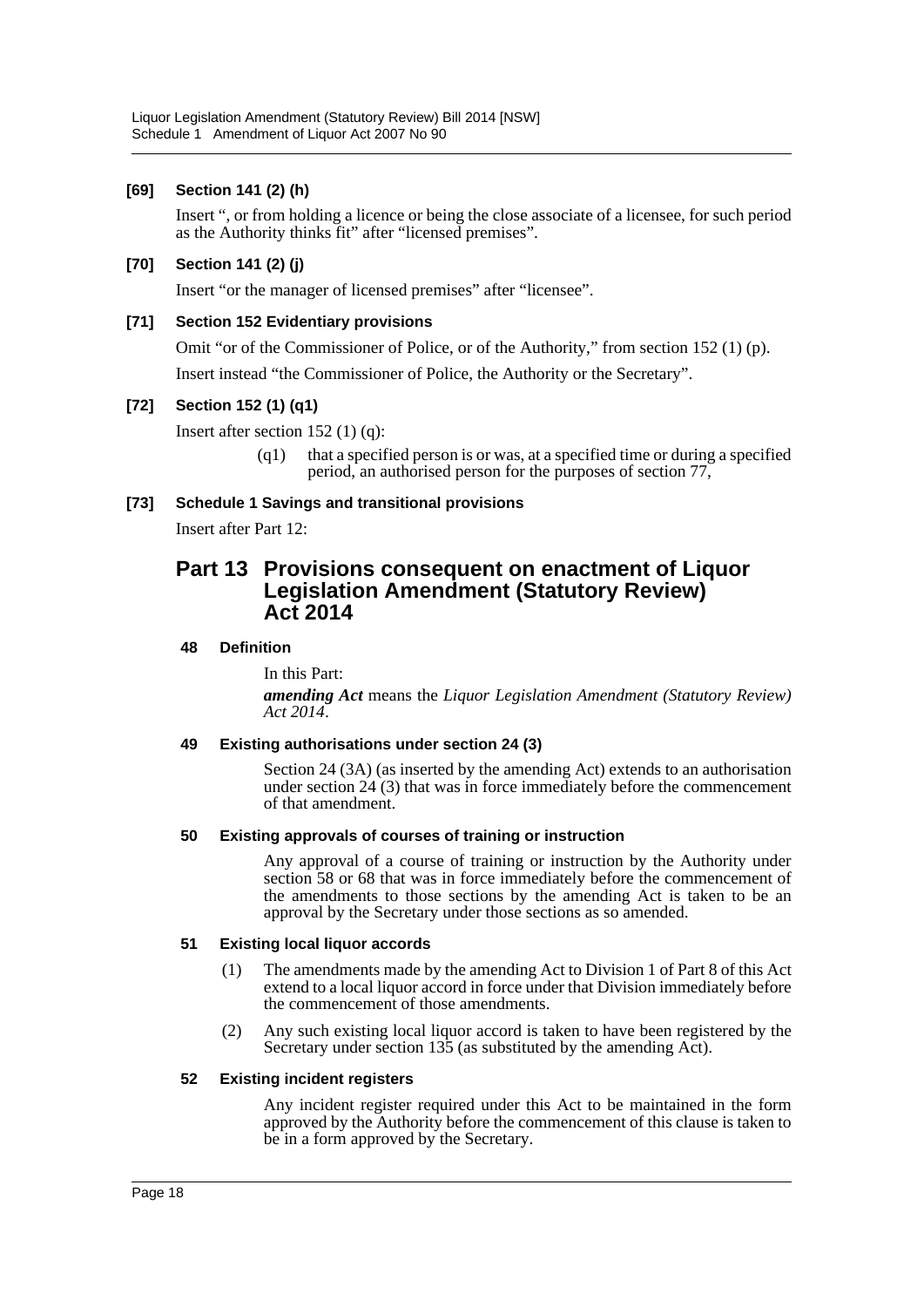### [69] Section 141 (2) (h)

Insert ", or from holding a licence or being the close associate of a licensee, for such period as the Authority thinks fit" after "licensed premises".

### [70] Section 141 (2) (j)

Insert "or the manager of licensed premises" after "licensee".

### [71] Section 152 Evidentiary provisions

Omit "or of the Commissioner of Police, or of the Authority," from section 152 (1) (p).

Insert instead "the Commissioner of Police, the Authority or the Secretary".

### [72] Section 152 (1) (q1)

Insert after section 152 (1) (q):

> (q1) that a specified person is or was, at a specified time or during a specified period, an authorised person for the purposes of section 77,

### [73] Schedule 1 Savings and transitional provisions

Insert after Part 12:

## Part 13 Provisions consequent on enactment of Liquor Legislation Amendment (Statutory Review) Act 2014

#### 48 Definition

In this Part:

***amending Act*** means the *Liquor Legislation Amendment (Statutory Review) Act 2014*.

#### 49 Existing authorisations under section 24 (3)

Section 24 (3A) (as inserted by the amending Act) extends to an authorisation under section 24 (3) that was in force immediately before the commencement of that amendment.

#### 50 Existing approvals of courses of training or instruction

Any approval of a course of training or instruction by the Authority under section 58 or 68 that was in force immediately before the commencement of the amendments to those sections by the amending Act is taken to be an approval by the Secretary under those sections as so amended.

#### 51 Existing local liquor accords

(1) The amendments made by the amending Act to Division 1 of Part 8 of this Act extend to a local liquor accord in force under that Division immediately before the commencement of those amendments.

(2) Any such existing local liquor accord is taken to have been registered by the Secretary under section 135 (as substituted by the amending Act).

#### 52 Existing incident registers

Any incident register required under this Act to be maintained in the form approved by the Authority before the commencement of this clause is taken to be in a form approved by the Secretary.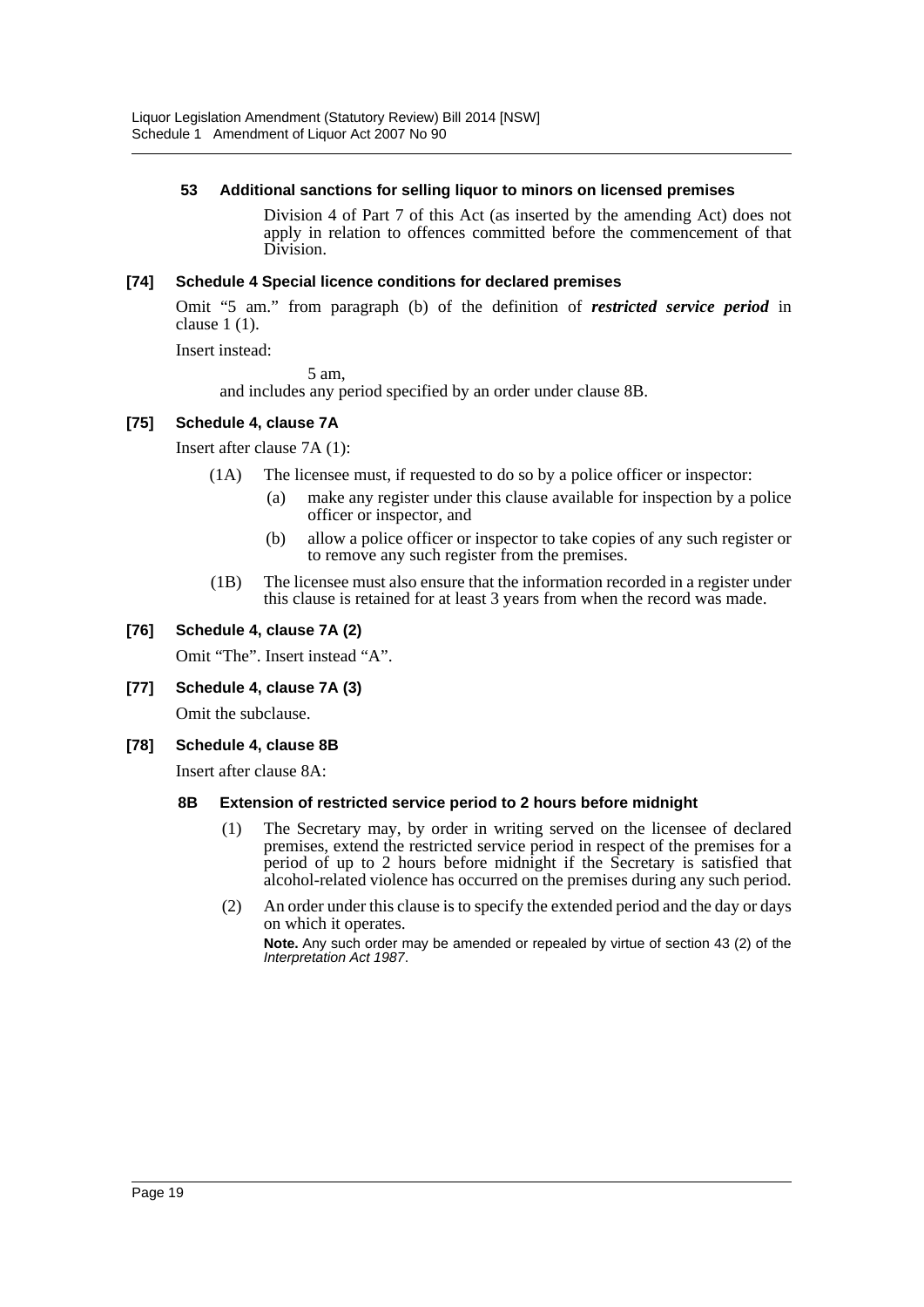#### 53 Additional sanctions for selling liquor to minors on licensed premises

Division 4 of Part 7 of this Act (as inserted by the amending Act) does not apply in relation to offences committed before the commencement of that Division.

#### [74] Schedule 4 Special licence conditions for declared premises

Omit "5 am." from paragraph (b) of the definition of ***restricted service period*** in clause 1 (1).

Insert instead:

5 am,

and includes any period specified by an order under clause 8B.

#### [75] Schedule 4, clause 7A

Insert after clause 7A (1):

(1A) The licensee must, if requested to do so by a police officer or inspector:

(a) make any register under this clause available for inspection by a police officer or inspector, and

(b) allow a police officer or inspector to take copies of any such register or to remove any such register from the premises.

(1B) The licensee must also ensure that the information recorded in a register under this clause is retained for at least 3 years from when the record was made.

#### [76] Schedule 4, clause 7A (2)

Omit "The". Insert instead "A".

#### [77] Schedule 4, clause 7A (3)

Omit the subclause.

#### [78] Schedule 4, clause 8B

Insert after clause 8A:

#### 8B Extension of restricted service period to 2 hours before midnight

(1) The Secretary may, by order in writing served on the licensee of declared premises, extend the restricted service period in respect of the premises for a period of up to 2 hours before midnight if the Secretary is satisfied that alcohol-related violence has occurred on the premises during any such period.

(2) An order under this clause is to specify the extended period and the day or days on which it operates.

**Note.** Any such order may be amended or repealed by virtue of section 43 (2) of the *Interpretation Act 1987*.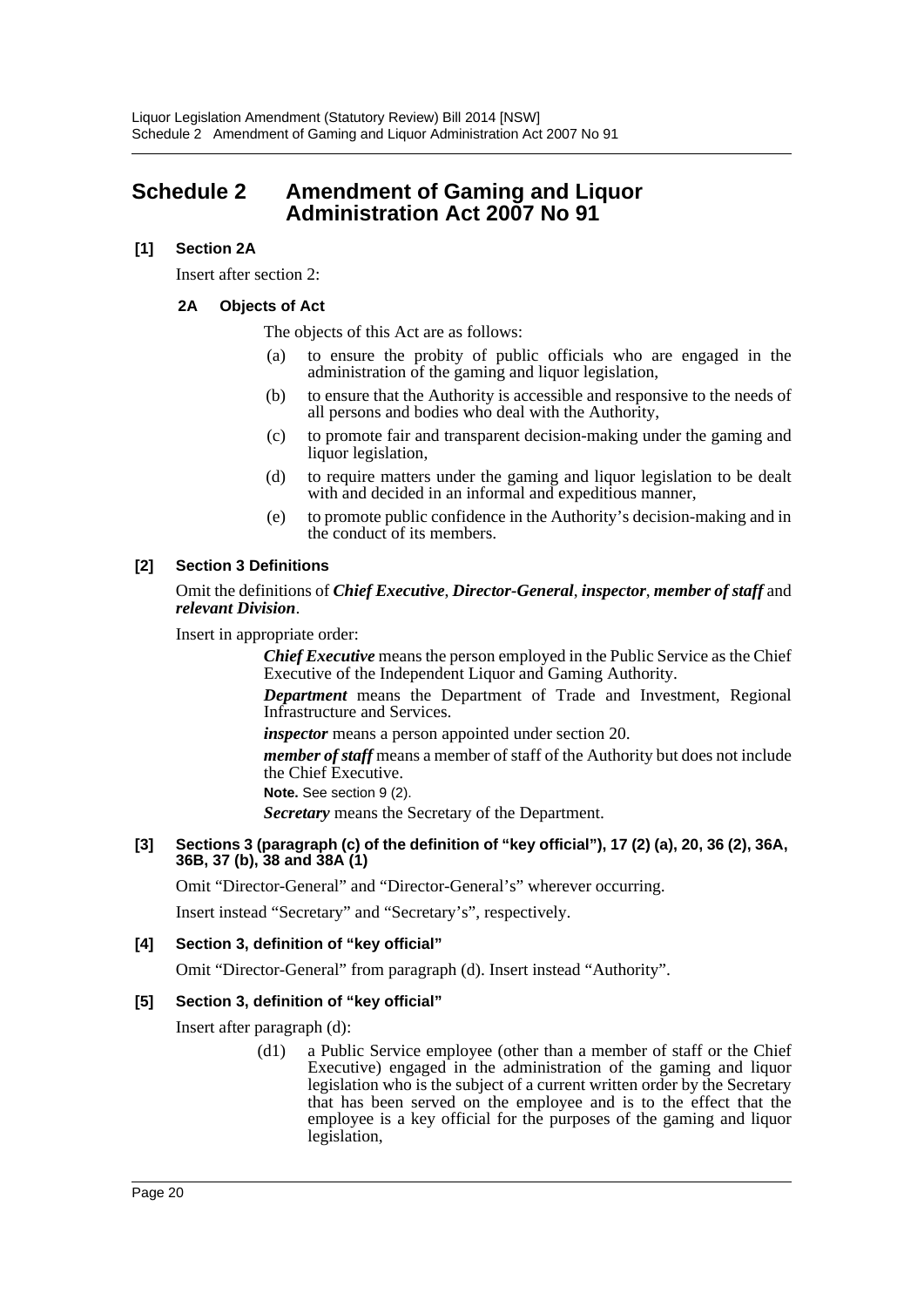## Schedule 2 Amendment of Gaming and Liquor Administration Act 2007 No 91

### [1] Section 2A

Insert after section 2:

#### 2A Objects of Act

The objects of this Act are as follows:

- (a) to ensure the probity of public officials who are engaged in the administration of the gaming and liquor legislation,
- (b) to ensure that the Authority is accessible and responsive to the needs of all persons and bodies who deal with the Authority,
- (c) to promote fair and transparent decision-making under the gaming and liquor legislation,
- (d) to require matters under the gaming and liquor legislation to be dealt with and decided in an informal and expeditious manner,
- (e) to promote public confidence in the Authority's decision-making and in the conduct of its members.

### [2] Section 3 Definitions

Omit the definitions of ***Chief Executive***, ***Director-General***, ***inspector***, ***member of staff*** and ***relevant Division***.

Insert in appropriate order:

> ***Chief Executive*** means the person employed in the Public Service as the Chief Executive of the Independent Liquor and Gaming Authority.
>
> ***Department*** means the Department of Trade and Investment, Regional Infrastructure and Services.
>
> ***inspector*** means a person appointed under section 20.
>
> ***member of staff*** means a member of staff of the Authority but does not include the Chief Executive.
>
> **Note.** See section 9 (2).
>
> ***Secretary*** means the Secretary of the Department.

### [3] Sections 3 (paragraph (c) of the definition of "key official"), 17 (2) (a), 20, 36 (2), 36A, 36B, 37 (b), 38 and 38A (1)

Omit "Director-General" and "Director-General's" wherever occurring.

Insert instead "Secretary" and "Secretary's", respectively.

### [4] Section 3, definition of "key official"

Omit "Director-General" from paragraph (d). Insert instead "Authority".

### [5] Section 3, definition of "key official"

Insert after paragraph (d):

- (d1) a Public Service employee (other than a member of staff or the Chief Executive) engaged in the administration of the gaming and liquor legislation who is the subject of a current written order by the Secretary that has been served on the employee and is to the effect that the employee is a key official for the purposes of the gaming and liquor legislation,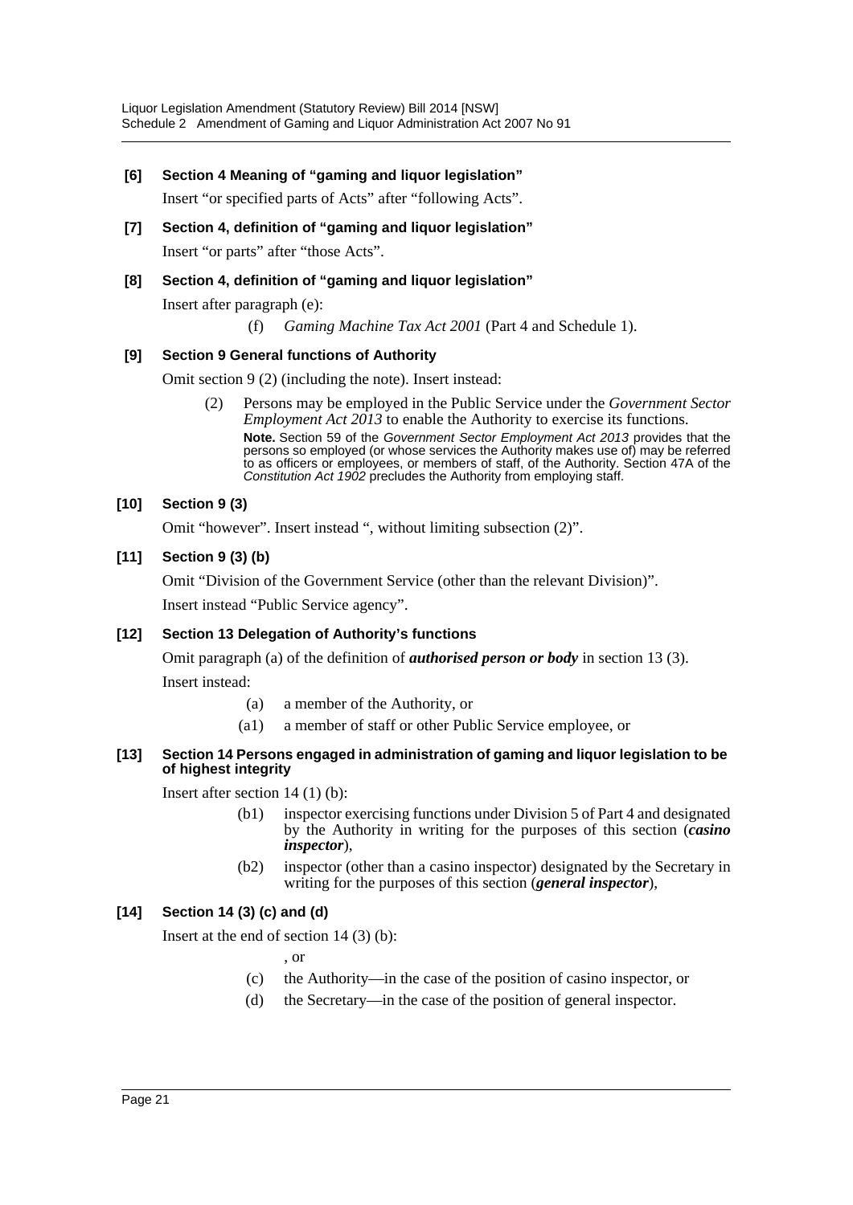**[6] Section 4 Meaning of "gaming and liquor legislation"**

Insert "or specified parts of Acts" after "following Acts".

**[7] Section 4, definition of "gaming and liquor legislation"**

Insert "or parts" after "those Acts".

**[8] Section 4, definition of "gaming and liquor legislation"**

Insert after paragraph (e):

(f) *Gaming Machine Tax Act 2001* (Part 4 and Schedule 1).

**[9] Section 9 General functions of Authority**

Omit section 9 (2) (including the note). Insert instead:

(2) Persons may be employed in the Public Service under the *Government Sector Employment Act 2013* to enable the Authority to exercise its functions.

**Note.** Section 59 of the *Government Sector Employment Act 2013* provides that the persons so employed (or whose services the Authority makes use of) may be referred to as officers or employees, or members of staff, of the Authority. Section 47A of the *Constitution Act 1902* precludes the Authority from employing staff.

**[10] Section 9 (3)**

Omit "however". Insert instead ", without limiting subsection (2)".

**[11] Section 9 (3) (b)**

Omit "Division of the Government Service (other than the relevant Division)".

Insert instead "Public Service agency".

**[12] Section 13 Delegation of Authority's functions**

Omit paragraph (a) of the definition of ***authorised person or body*** in section 13 (3).

Insert instead:

(a) a member of the Authority, or

(a1) a member of staff or other Public Service employee, or

**[13] Section 14 Persons engaged in administration of gaming and liquor legislation to be of highest integrity**

Insert after section 14 (1) (b):

(b1) inspector exercising functions under Division 5 of Part 4 and designated by the Authority in writing for the purposes of this section (***casino inspector***),

(b2) inspector (other than a casino inspector) designated by the Secretary in writing for the purposes of this section (***general inspector***),

**[14] Section 14 (3) (c) and (d)**

Insert at the end of section 14 (3) (b):

, or

(c) the Authority—in the case of the position of casino inspector, or

(d) the Secretary—in the case of the position of general inspector.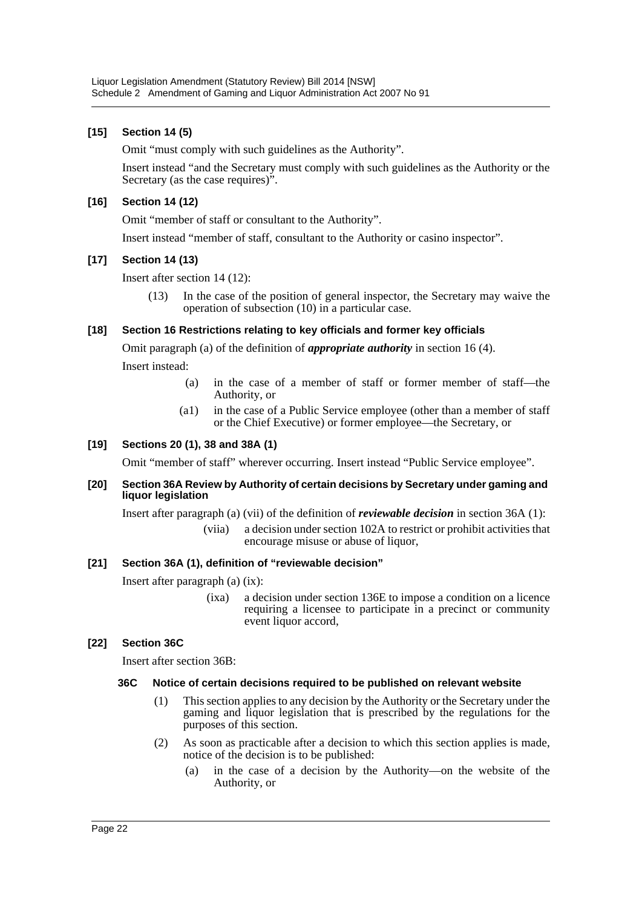**[15] Section 14 (5)**

Omit "must comply with such guidelines as the Authority".

Insert instead "and the Secretary must comply with such guidelines as the Authority or the Secretary (as the case requires)".

**[16] Section 14 (12)**

Omit "member of staff or consultant to the Authority".

Insert instead "member of staff, consultant to the Authority or casino inspector".

**[17] Section 14 (13)**

Insert after section 14 (12):

> (13) In the case of the position of general inspector, the Secretary may waive the operation of subsection (10) in a particular case.

**[18] Section 16 Restrictions relating to key officials and former key officials**

Omit paragraph (a) of the definition of ***appropriate authority*** in section 16 (4).

Insert instead:

> (a) in the case of a member of staff or former member of staff—the Authority, or
>
> (a1) in the case of a Public Service employee (other than a member of staff or the Chief Executive) or former employee—the Secretary, or

**[19] Sections 20 (1), 38 and 38A (1)**

Omit "member of staff" wherever occurring. Insert instead "Public Service employee".

**[20] Section 36A Review by Authority of certain decisions by Secretary under gaming and liquor legislation**

Insert after paragraph (a) (vii) of the definition of ***reviewable decision*** in section 36A (1):

> (viia) a decision under section 102A to restrict or prohibit activities that encourage misuse or abuse of liquor,

**[21] Section 36A (1), definition of "reviewable decision"**

Insert after paragraph (a) (ix):

> (ixa) a decision under section 136E to impose a condition on a licence requiring a licensee to participate in a precinct or community event liquor accord,

**[22] Section 36C**

Insert after section 36B:

**36C Notice of certain decisions required to be published on relevant website**

> (1) This section applies to any decision by the Authority or the Secretary under the gaming and liquor legislation that is prescribed by the regulations for the purposes of this section.
>
> (2) As soon as practicable after a decision to which this section applies is made, notice of the decision is to be published:
>
> (a) in the case of a decision by the Authority—on the website of the Authority, or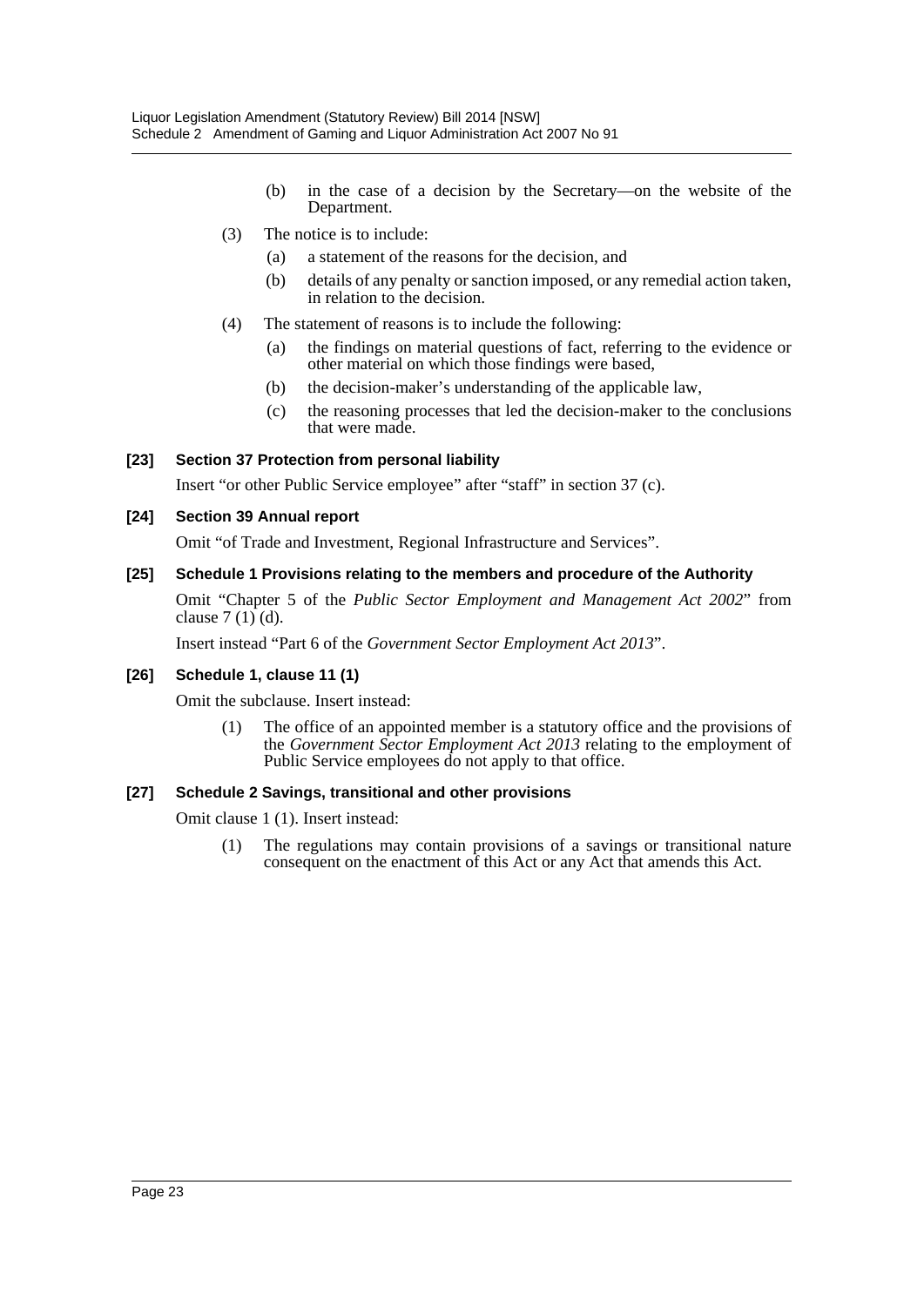(b) in the case of a decision by the Secretary—on the website of the Department.

(3) The notice is to include:

(a) a statement of the reasons for the decision, and

(b) details of any penalty or sanction imposed, or any remedial action taken, in relation to the decision.

(4) The statement of reasons is to include the following:

(a) the findings on material questions of fact, referring to the evidence or other material on which those findings were based,

(b) the decision-maker's understanding of the applicable law,

(c) the reasoning processes that led the decision-maker to the conclusions that were made.

**[23] Section 37 Protection from personal liability**

Insert "or other Public Service employee" after "staff" in section 37 (c).

**[24] Section 39 Annual report**

Omit "of Trade and Investment, Regional Infrastructure and Services".

**[25] Schedule 1 Provisions relating to the members and procedure of the Authority**

Omit "Chapter 5 of the *Public Sector Employment and Management Act 2002*" from clause 7 (1) (d).

Insert instead "Part 6 of the *Government Sector Employment Act 2013*".

**[26] Schedule 1, clause 11 (1)**

Omit the subclause. Insert instead:

(1) The office of an appointed member is a statutory office and the provisions of the *Government Sector Employment Act 2013* relating to the employment of Public Service employees do not apply to that office.

**[27] Schedule 2 Savings, transitional and other provisions**

Omit clause 1 (1). Insert instead:

(1) The regulations may contain provisions of a savings or transitional nature consequent on the enactment of this Act or any Act that amends this Act.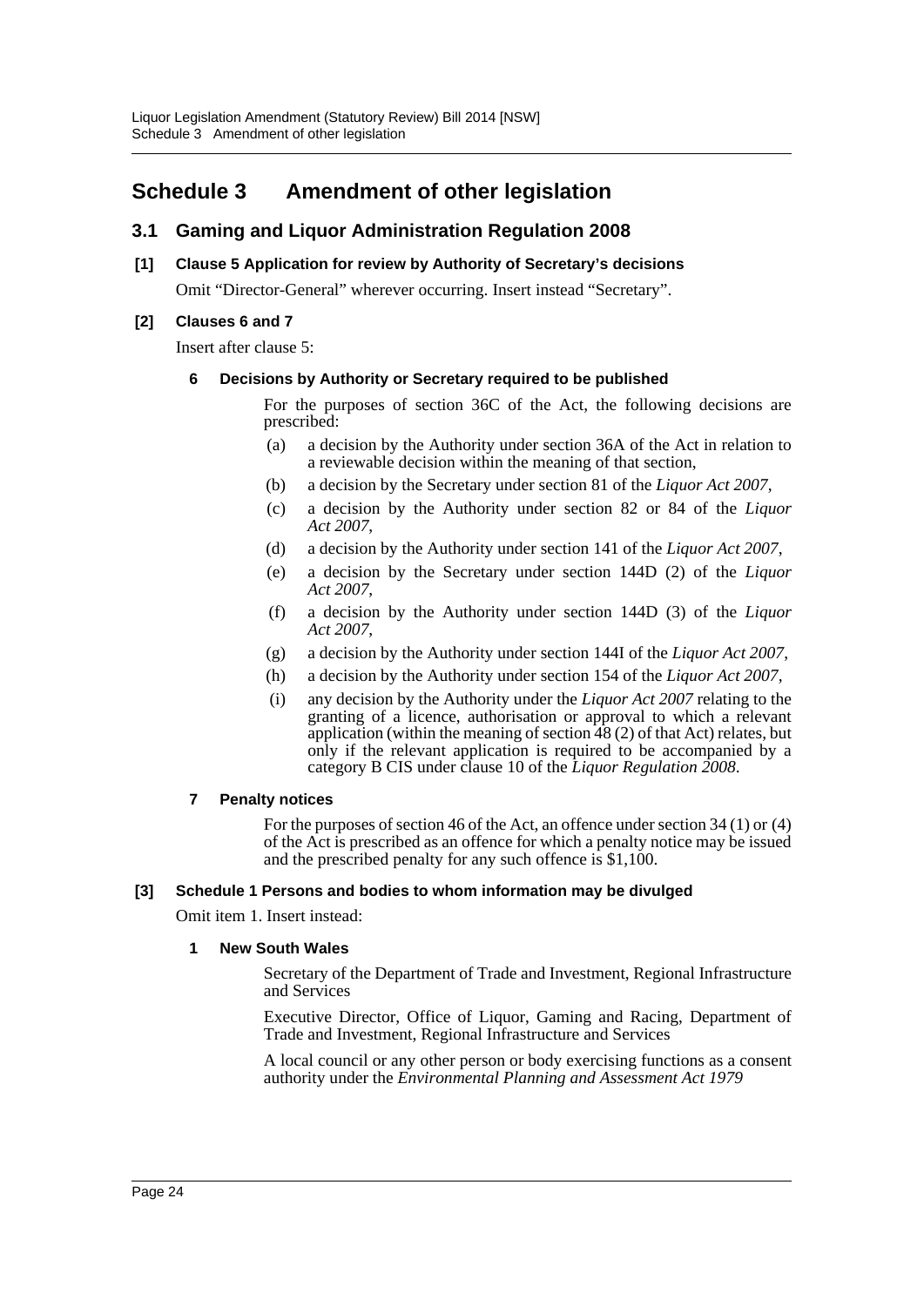# Schedule 3 Amendment of other legislation

## 3.1 Gaming and Liquor Administration Regulation 2008

### [1] Clause 5 Application for review by Authority of Secretary's decisions

Omit "Director-General" wherever occurring. Insert instead "Secretary".

### [2] Clauses 6 and 7

Insert after clause 5:

#### 6 Decisions by Authority or Secretary required to be published

For the purposes of section 36C of the Act, the following decisions are prescribed:

(a) a decision by the Authority under section 36A of the Act in relation to a reviewable decision within the meaning of that section,

(b) a decision by the Secretary under section 81 of the *Liquor Act 2007*,

(c) a decision by the Authority under section 82 or 84 of the *Liquor Act 2007*,

(d) a decision by the Authority under section 141 of the *Liquor Act 2007*,

(e) a decision by the Secretary under section 144D (2) of the *Liquor Act 2007*,

(f) a decision by the Authority under section 144D (3) of the *Liquor Act 2007*,

(g) a decision by the Authority under section 144I of the *Liquor Act 2007*,

(h) a decision by the Authority under section 154 of the *Liquor Act 2007*,

(i) any decision by the Authority under the *Liquor Act 2007* relating to the granting of a licence, authorisation or approval to which a relevant application (within the meaning of section 48 (2) of that Act) relates, but only if the relevant application is required to be accompanied by a category B CIS under clause 10 of the *Liquor Regulation 2008*.

#### 7 Penalty notices

For the purposes of section 46 of the Act, an offence under section 34 (1) or (4) of the Act is prescribed as an offence for which a penalty notice may be issued and the prescribed penalty for any such offence is $1,100.

### [3] Schedule 1 Persons and bodies to whom information may be divulged

Omit item 1. Insert instead:

#### 1 New South Wales

Secretary of the Department of Trade and Investment, Regional Infrastructure and Services

Executive Director, Office of Liquor, Gaming and Racing, Department of Trade and Investment, Regional Infrastructure and Services

A local council or any other person or body exercising functions as a consent authority under the *Environmental Planning and Assessment Act 1979*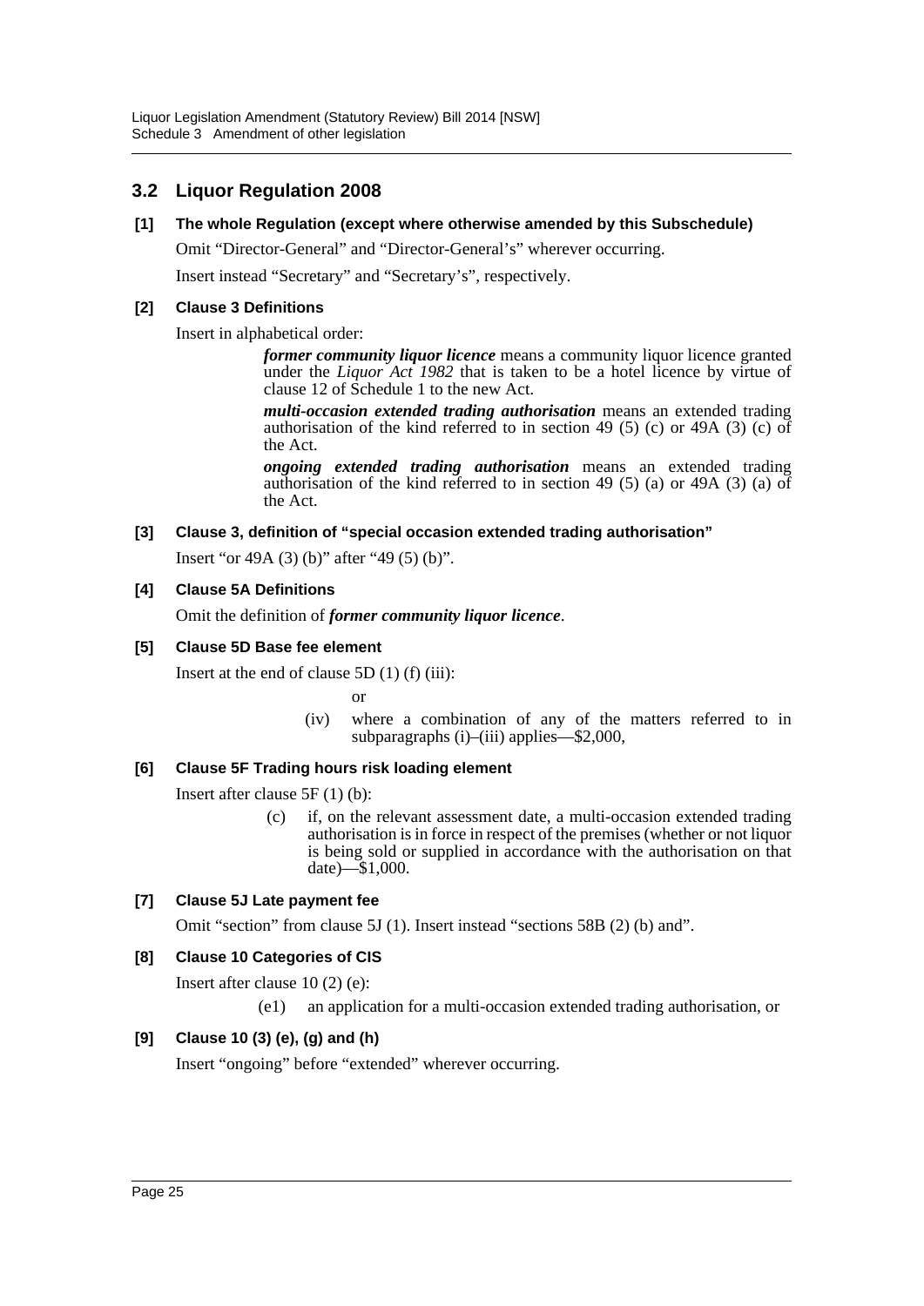## 3.2 Liquor Regulation 2008

### [1] The whole Regulation (except where otherwise amended by this Subschedule)

Omit "Director-General" and "Director-General's" wherever occurring.

Insert instead "Secretary" and "Secretary's", respectively.

### [2] Clause 3 Definitions

Insert in alphabetical order:

> ***former community liquor licence*** means a community liquor licence granted under the *Liquor Act 1982* that is taken to be a hotel licence by virtue of clause 12 of Schedule 1 to the new Act.
>
> ***multi-occasion extended trading authorisation*** means an extended trading authorisation of the kind referred to in section 49 (5) (c) or 49A (3) (c) of the Act.
>
> ***ongoing extended trading authorisation*** means an extended trading authorisation of the kind referred to in section 49 (5) (a) or 49A (3) (a) of the Act.

### [3] Clause 3, definition of "special occasion extended trading authorisation"

Insert "or 49A (3) (b)" after "49 (5) (b)".

### [4] Clause 5A Definitions

Omit the definition of ***former community liquor licence***.

### [5] Clause 5D Base fee element

Insert at the end of clause 5D (1) (f) (iii):

> or
>
> (iv) where a combination of any of the matters referred to in subparagraphs (i)–(iii) applies—$2,000,

### [6] Clause 5F Trading hours risk loading element

Insert after clause 5F (1) (b):

> (c) if, on the relevant assessment date, a multi-occasion extended trading authorisation is in force in respect of the premises (whether or not liquor is being sold or supplied in accordance with the authorisation on that date)—$1,000.

### [7] Clause 5J Late payment fee

Omit "section" from clause 5J (1). Insert instead "sections 58B (2) (b) and".

### [8] Clause 10 Categories of CIS

Insert after clause 10 (2) (e):

> (e1) an application for a multi-occasion extended trading authorisation, or

### [9] Clause 10 (3) (e), (g) and (h)

Insert "ongoing" before "extended" wherever occurring.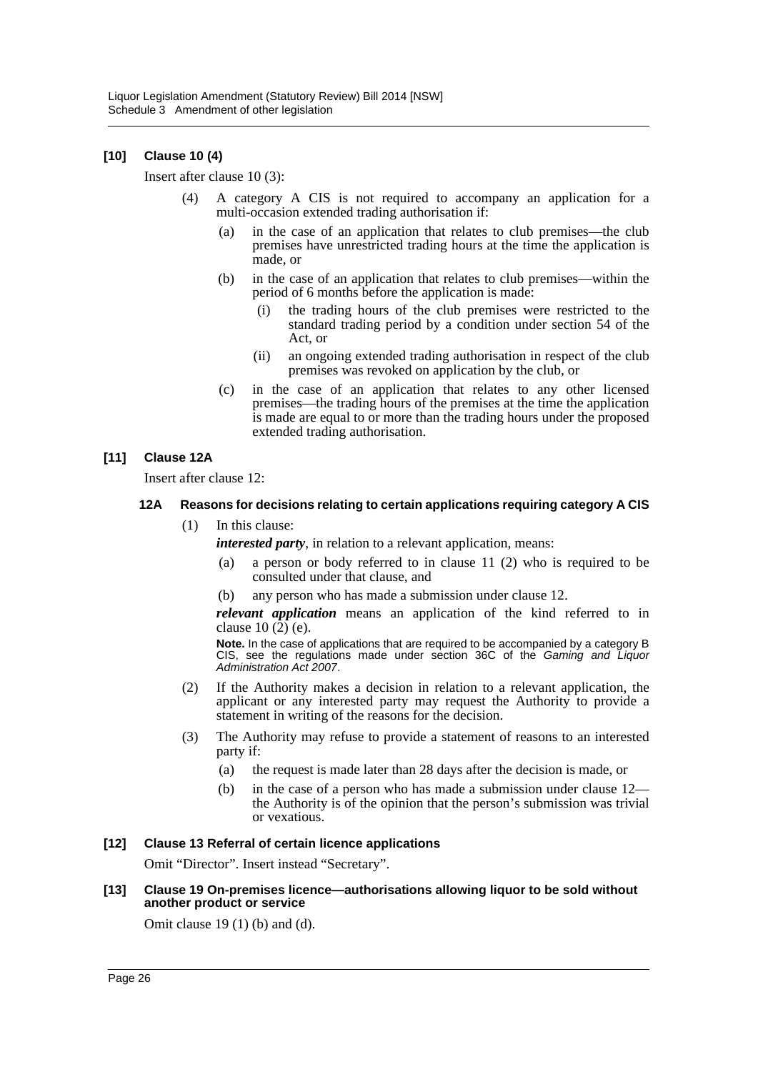### [10] Clause 10 (4)

Insert after clause 10 (3):

> (4) A category A CIS is not required to accompany an application for a multi-occasion extended trading authorisation if:
>
> (a) in the case of an application that relates to club premises—the club premises have unrestricted trading hours at the time the application is made, or
>
> (b) in the case of an application that relates to club premises—within the period of 6 months before the application is made:
>
> (i) the trading hours of the club premises were restricted to the standard trading period by a condition under section 54 of the Act, or
>
> (ii) an ongoing extended trading authorisation in respect of the club premises was revoked on application by the club, or
>
> (c) in the case of an application that relates to any other licensed premises—the trading hours of the premises at the time the application is made are equal to or more than the trading hours under the proposed extended trading authorisation.

### [11] Clause 12A

Insert after clause 12:

> **12A Reasons for decisions relating to certain applications requiring category A CIS**
>
> (1) In this clause:
>
> ***interested party***, in relation to a relevant application, means:
>
> (a) a person or body referred to in clause 11 (2) who is required to be consulted under that clause, and
>
> (b) any person who has made a submission under clause 12.
>
> ***relevant application*** means an application of the kind referred to in clause 10 (2) (e).
>
> **Note.** In the case of applications that are required to be accompanied by a category B CIS, see the regulations made under section 36C of the *Gaming and Liquor Administration Act 2007*.
>
> (2) If the Authority makes a decision in relation to a relevant application, the applicant or any interested party may request the Authority to provide a statement in writing of the reasons for the decision.
>
> (3) The Authority may refuse to provide a statement of reasons to an interested party if:
>
> (a) the request is made later than 28 days after the decision is made, or
>
> (b) in the case of a person who has made a submission under clause 12—the Authority is of the opinion that the person's submission was trivial or vexatious.

### [12] Clause 13 Referral of certain licence applications

Omit "Director". Insert instead "Secretary".

### [13] Clause 19 On-premises licence—authorisations allowing liquor to be sold without another product or service

Omit clause 19 (1) (b) and (d).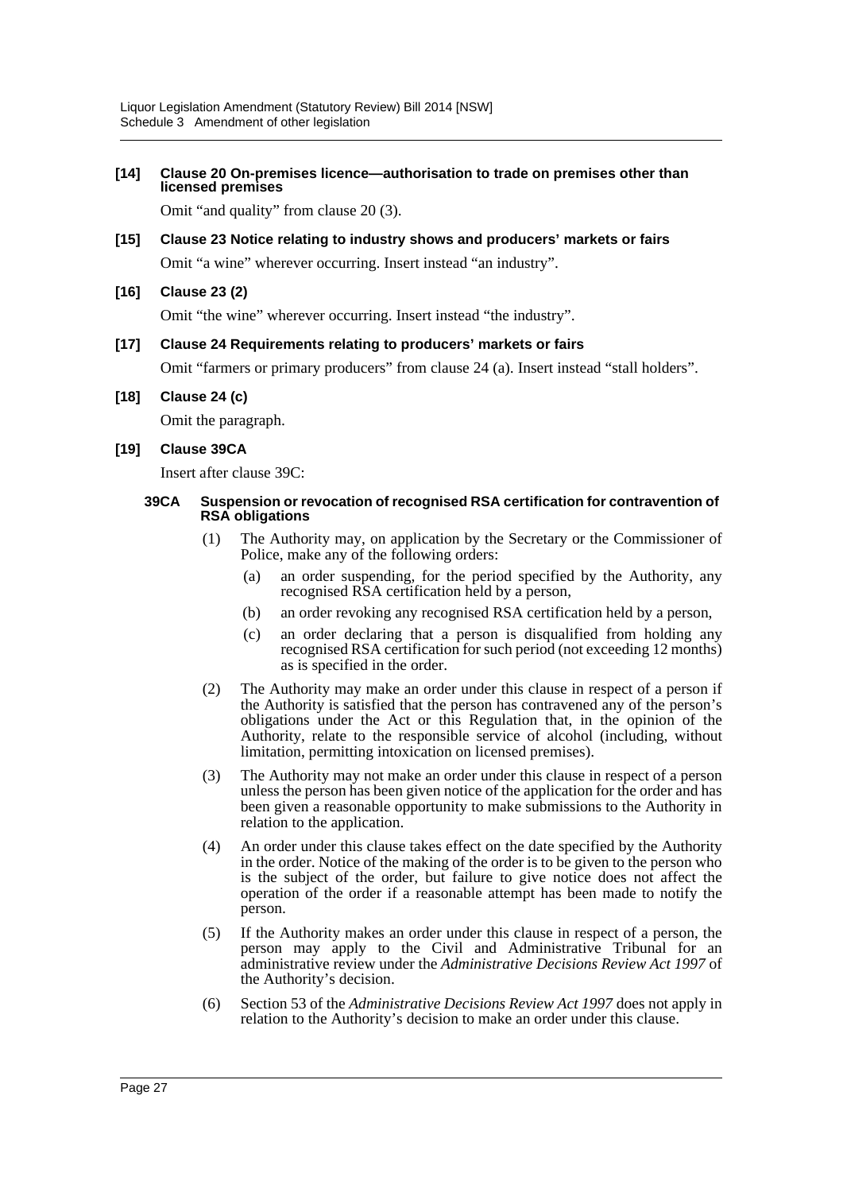**[14] Clause 20 On-premises licence—authorisation to trade on premises other than licensed premises**

Omit "and quality" from clause 20 (3).

**[15] Clause 23 Notice relating to industry shows and producers' markets or fairs**

Omit "a wine" wherever occurring. Insert instead "an industry".

**[16] Clause 23 (2)**

Omit "the wine" wherever occurring. Insert instead "the industry".

**[17] Clause 24 Requirements relating to producers' markets or fairs**

Omit "farmers or primary producers" from clause 24 (a). Insert instead "stall holders".

**[18] Clause 24 (c)**

Omit the paragraph.

**[19] Clause 39CA**

Insert after clause 39C:

**39CA Suspension or revocation of recognised RSA certification for contravention of RSA obligations**

(1) The Authority may, on application by the Secretary or the Commissioner of Police, make any of the following orders:

(a) an order suspending, for the period specified by the Authority, any recognised RSA certification held by a person,

(b) an order revoking any recognised RSA certification held by a person,

(c) an order declaring that a person is disqualified from holding any recognised RSA certification for such period (not exceeding 12 months) as is specified in the order.

(2) The Authority may make an order under this clause in respect of a person if the Authority is satisfied that the person has contravened any of the person's obligations under the Act or this Regulation that, in the opinion of the Authority, relate to the responsible service of alcohol (including, without limitation, permitting intoxication on licensed premises).

(3) The Authority may not make an order under this clause in respect of a person unless the person has been given notice of the application for the order and has been given a reasonable opportunity to make submissions to the Authority in relation to the application.

(4) An order under this clause takes effect on the date specified by the Authority in the order. Notice of the making of the order is to be given to the person who is the subject of the order, but failure to give notice does not affect the operation of the order if a reasonable attempt has been made to notify the person.

(5) If the Authority makes an order under this clause in respect of a person, the person may apply to the Civil and Administrative Tribunal for an administrative review under the *Administrative Decisions Review Act 1997* of the Authority's decision.

(6) Section 53 of the *Administrative Decisions Review Act 1997* does not apply in relation to the Authority's decision to make an order under this clause.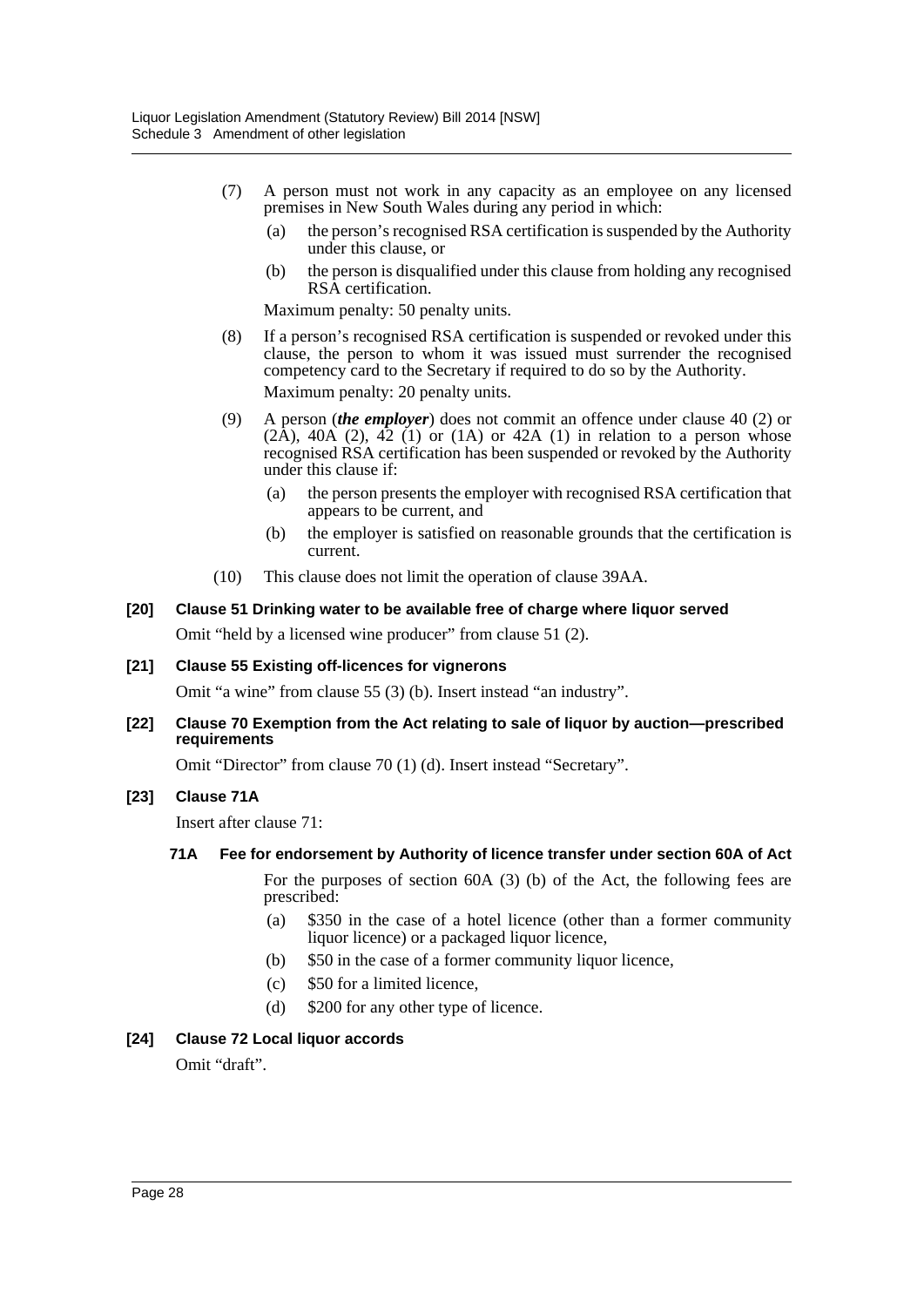(7) A person must not work in any capacity as an employee on any licensed premises in New South Wales during any period in which:

    (a) the person's recognised RSA certification is suspended by the Authority under this clause, or

    (b) the person is disqualified under this clause from holding any recognised RSA certification.

    Maximum penalty: 50 penalty units.

(8) If a person's recognised RSA certification is suspended or revoked under this clause, the person to whom it was issued must surrender the recognised competency card to the Secretary if required to do so by the Authority.

    Maximum penalty: 20 penalty units.

(9) A person (***the employer***) does not commit an offence under clause 40 (2) or (2A), 40A (2), 42 (1) or (1A) or 42A (1) in relation to a person whose recognised RSA certification has been suspended or revoked by the Authority under this clause if:

    (a) the person presents the employer with recognised RSA certification that appears to be current, and

    (b) the employer is satisfied on reasonable grounds that the certification is current.

(10) This clause does not limit the operation of clause 39AA.

**[20] Clause 51 Drinking water to be available free of charge where liquor served**

Omit "held by a licensed wine producer" from clause 51 (2).

**[21] Clause 55 Existing off-licences for vignerons**

Omit "a wine" from clause 55 (3) (b). Insert instead "an industry".

**[22] Clause 70 Exemption from the Act relating to sale of liquor by auction—prescribed requirements**

Omit "Director" from clause 70 (1) (d). Insert instead "Secretary".

**[23] Clause 71A**

Insert after clause 71:

**71A Fee for endorsement by Authority of licence transfer under section 60A of Act**

For the purposes of section 60A (3) (b) of the Act, the following fees are prescribed:

(a) $350 in the case of a hotel licence (other than a former community liquor licence) or a packaged liquor licence,

(b) $50 in the case of a former community liquor licence,

(c) $50 for a limited licence,

(d) $200 for any other type of licence.

**[24] Clause 72 Local liquor accords**

Omit "draft".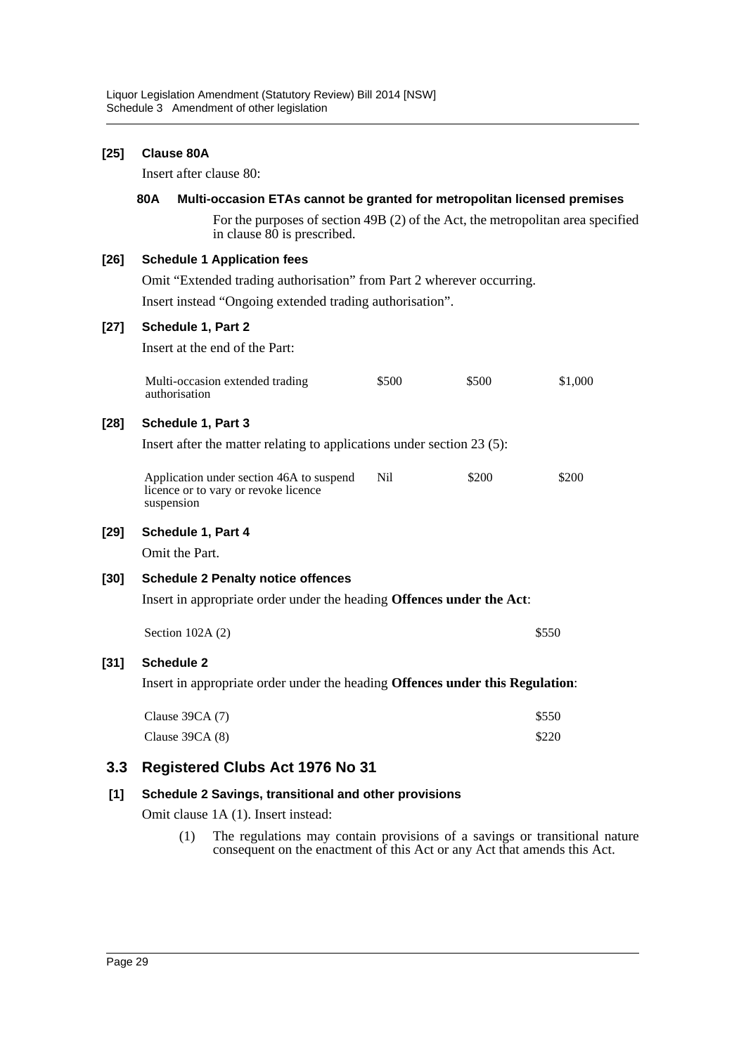**[25] Clause 80A**

Insert after clause 80:

**80A Multi-occasion ETAs cannot be granted for metropolitan licensed premises**

For the purposes of section 49B (2) of the Act, the metropolitan area specified in clause 80 is prescribed.

**[26] Schedule 1 Application fees**

Omit "Extended trading authorisation" from Part 2 wherever occurring.

Insert instead "Ongoing extended trading authorisation".

**[27] Schedule 1, Part 2**

Insert at the end of the Part:

| | | | |
|---|---|---|---|
| Multi-occasion extended trading authorisation | $500 | $500 | $1,000 |

**[28] Schedule 1, Part 3**

Insert after the matter relating to applications under section 23 (5):

| | | | |
|---|---|---|---|
| Application under section 46A to suspend licence or to vary or revoke licence suspension | Nil | $200 | $200 |

**[29] Schedule 1, Part 4**

Omit the Part.

**[30] Schedule 2 Penalty notice offences**

Insert in appropriate order under the heading **Offences under the Act**:

| | |
|---|---|
| Section 102A (2) | $550 |

**[31] Schedule 2**

Insert in appropriate order under the heading **Offences under this Regulation**:

| | |
|---|---|
| Clause 39CA (7) | $550 |
| Clause 39CA (8) | $220 |

## 3.3 Registered Clubs Act 1976 No 31

**[1] Schedule 2 Savings, transitional and other provisions**

Omit clause 1A (1). Insert instead:

(1) The regulations may contain provisions of a savings or transitional nature consequent on the enactment of this Act or any Act that amends this Act.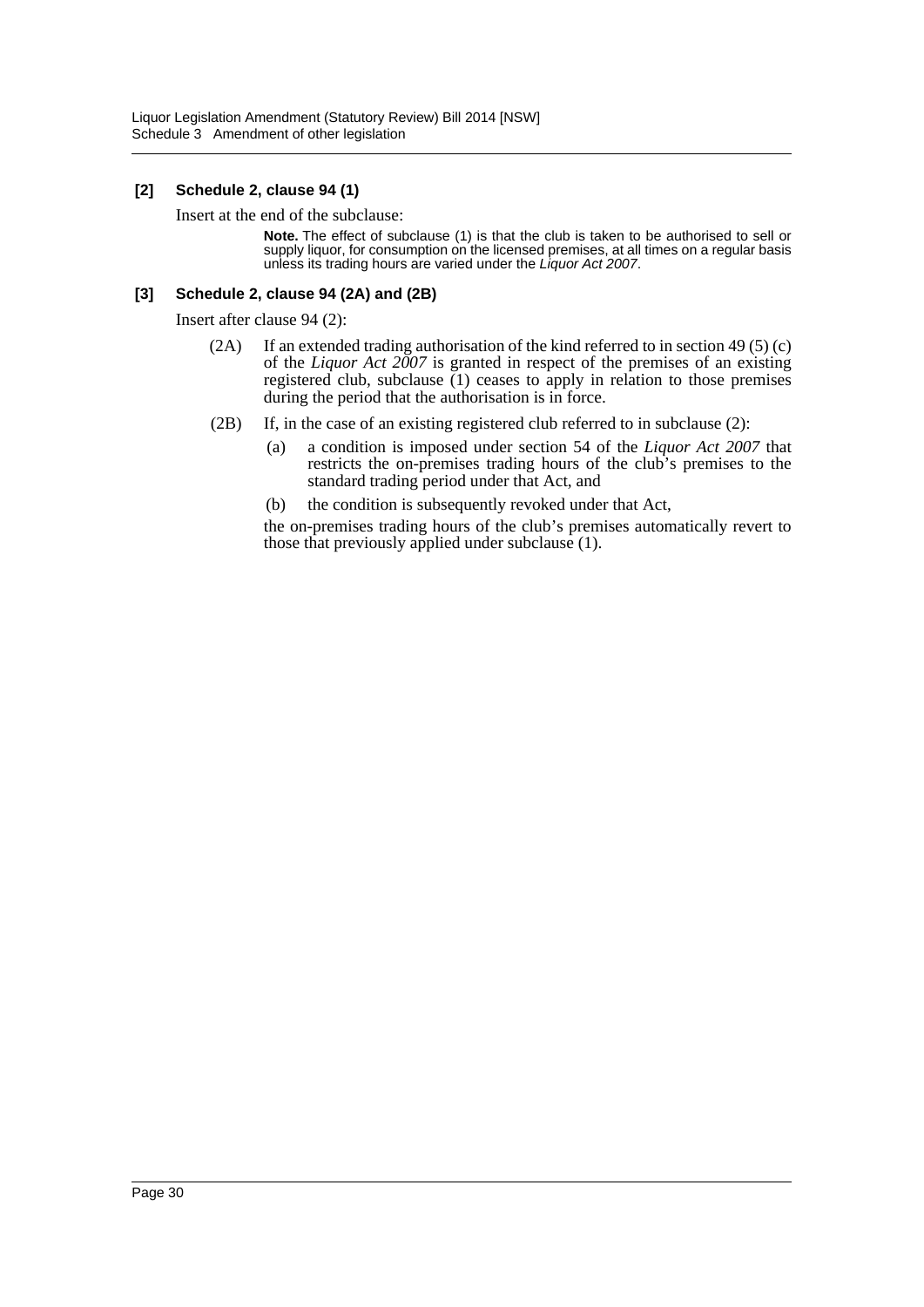**[2] Schedule 2, clause 94 (1)**

Insert at the end of the subclause:

> **Note.** The effect of subclause (1) is that the club is taken to be authorised to sell or supply liquor, for consumption on the licensed premises, at all times on a regular basis unless its trading hours are varied under the *Liquor Act 2007*.

**[3] Schedule 2, clause 94 (2A) and (2B)**

Insert after clause 94 (2):

(2A) If an extended trading authorisation of the kind referred to in section 49 (5) (c) of the *Liquor Act 2007* is granted in respect of the premises of an existing registered club, subclause (1) ceases to apply in relation to those premises during the period that the authorisation is in force.

(2B) If, in the case of an existing registered club referred to in subclause (2):

(a) a condition is imposed under section 54 of the *Liquor Act 2007* that restricts the on-premises trading hours of the club's premises to the standard trading period under that Act, and

(b) the condition is subsequently revoked under that Act,

the on-premises trading hours of the club's premises automatically revert to those that previously applied under subclause (1).